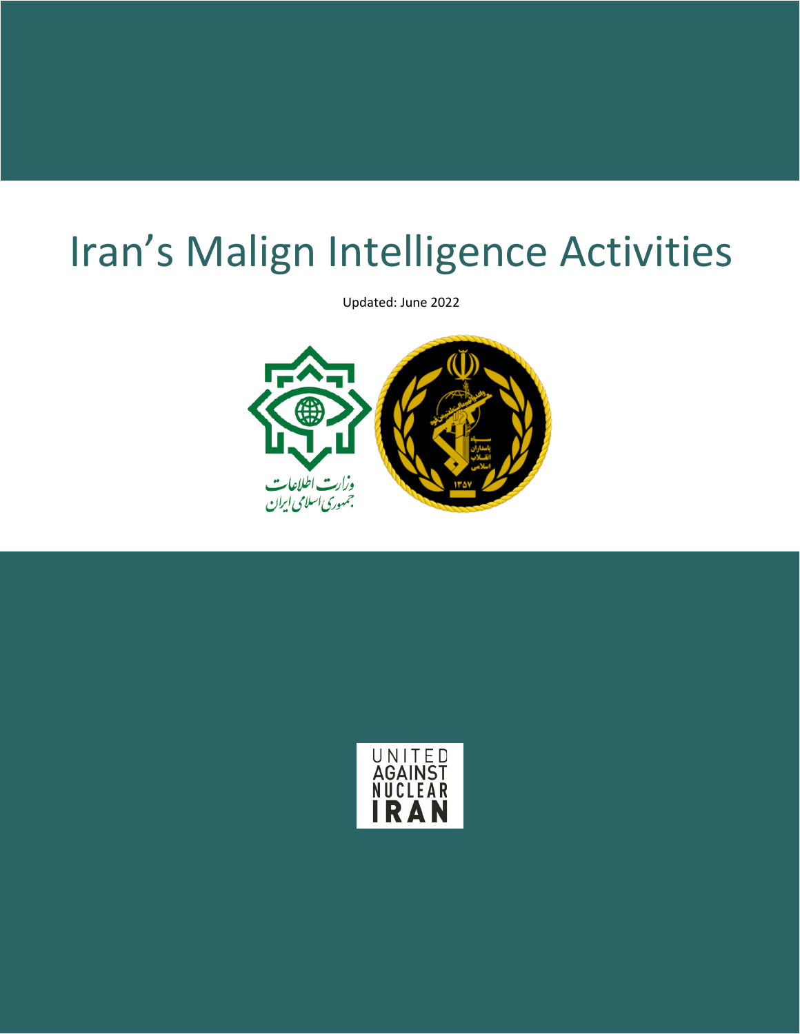# Iran's Malign Intelligence Activities

Updated: June 2022

UNITED AGAINST NUCLEAR IRAN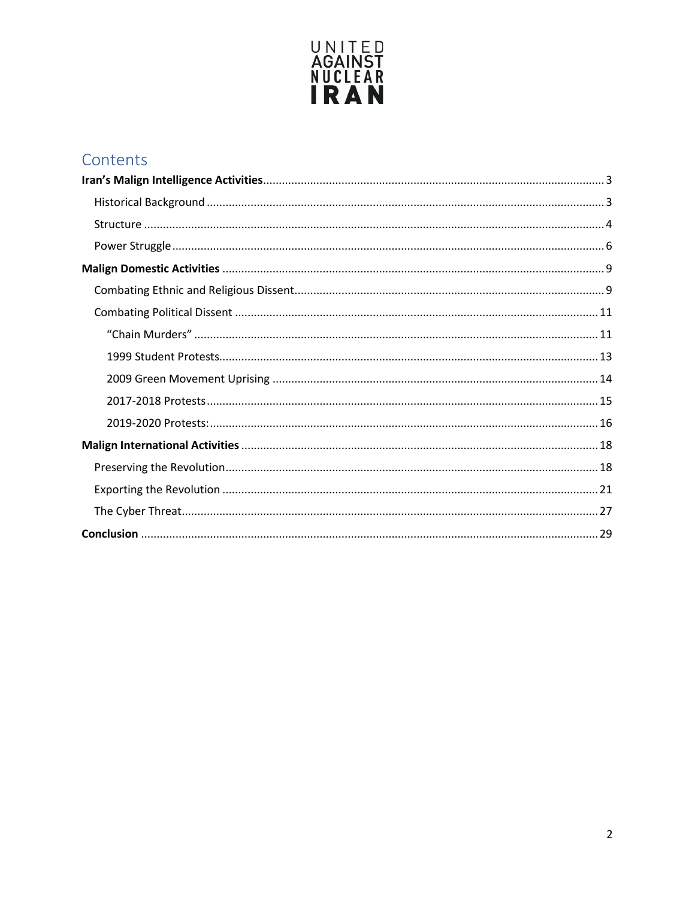UNITED AGAINST NUCLEAR IRAN

## Contents

**Iran's Malign Intelligence Activities** ... 3

- Historical Background ... 3
- Structure ... 4
- Power Struggle ... 6

**Malign Domestic Activities** ... 9

- Combating Ethnic and Religious Dissent ... 9
- Combating Political Dissent ... 11
  - "Chain Murders" ... 11
  - 1999 Student Protests ... 13
  - 2009 Green Movement Uprising ... 14
  - 2017-2018 Protests ... 15
  - 2019-2020 Protests: ... 16

**Malign International Activities** ... 18

- Preserving the Revolution ... 18
- Exporting the Revolution ... 21
- The Cyber Threat ... 27

**Conclusion** ... 29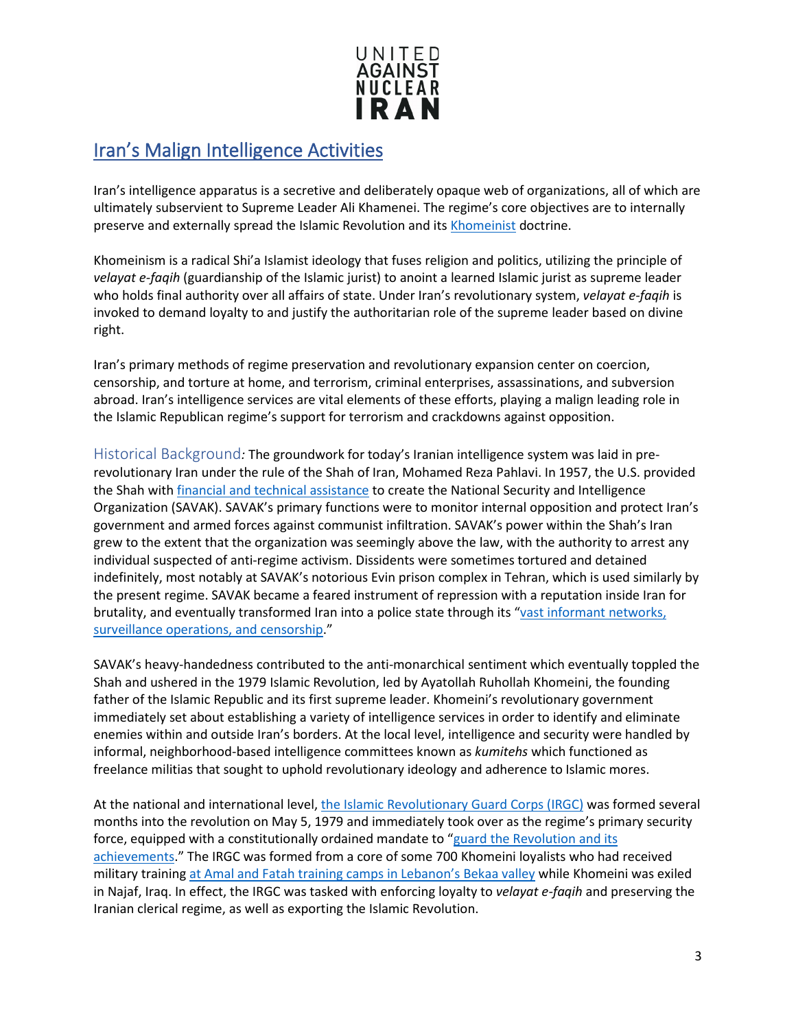## Iran's Malign Intelligence Activities

Iran's intelligence apparatus is a secretive and deliberately opaque web of organizations, all of which are ultimately subservient to Supreme Leader Ali Khamenei. The regime's core objectives are to internally preserve and externally spread the Islamic Revolution and its Khomeinist doctrine.

Khomeinism is a radical Shi'a Islamist ideology that fuses religion and politics, utilizing the principle of *velayat e-faqih* (guardianship of the Islamic jurist) to anoint a learned Islamic jurist as supreme leader who holds final authority over all affairs of state. Under Iran's revolutionary system, *velayat e-faqih* is invoked to demand loyalty to and justify the authoritarian role of the supreme leader based on divine right.

Iran's primary methods of regime preservation and revolutionary expansion center on coercion, censorship, and torture at home, and terrorism, criminal enterprises, assassinations, and subversion abroad. Iran's intelligence services are vital elements of these efforts, playing a malign leading role in the Islamic Republican regime's support for terrorism and crackdowns against opposition.

### Historical Background:

The groundwork for today's Iranian intelligence system was laid in pre-revolutionary Iran under the rule of the Shah of Iran, Mohamed Reza Pahlavi. In 1957, the U.S. provided the Shah with financial and technical assistance to create the National Security and Intelligence Organization (SAVAK). SAVAK's primary functions were to monitor internal opposition and protect Iran's government and armed forces against communist infiltration. SAVAK's power within the Shah's Iran grew to the extent that the organization was seemingly above the law, with the authority to arrest any individual suspected of anti-regime activism. Dissidents were sometimes tortured and detained indefinitely, most notably at SAVAK's notorious Evin prison complex in Tehran, which is used similarly by the present regime. SAVAK became a feared instrument of repression with a reputation inside Iran for brutality, and eventually transformed Iran into a police state through its "vast informant networks, surveillance operations, and censorship."

SAVAK's heavy-handedness contributed to the anti-monarchical sentiment which eventually toppled the Shah and ushered in the 1979 Islamic Revolution, led by Ayatollah Ruhollah Khomeini, the founding father of the Islamic Republic and its first supreme leader. Khomeini's revolutionary government immediately set about establishing a variety of intelligence services in order to identify and eliminate enemies within and outside Iran's borders. At the local level, intelligence and security were handled by informal, neighborhood-based intelligence committees known as *kumitehs* which functioned as freelance militias that sought to uphold revolutionary ideology and adherence to Islamic mores.

At the national and international level, the Islamic Revolutionary Guard Corps (IRGC) was formed several months into the revolution on May 5, 1979 and immediately took over as the regime's primary security force, equipped with a constitutionally ordained mandate to "guard the Revolution and its achievements." The IRGC was formed from a core of some 700 Khomeini loyalists who had received military training at Amal and Fatah training camps in Lebanon's Bekaa valley while Khomeini was exiled in Najaf, Iraq. In effect, the IRGC was tasked with enforcing loyalty to *velayat e-faqih* and preserving the Iranian clerical regime, as well as exporting the Islamic Revolution.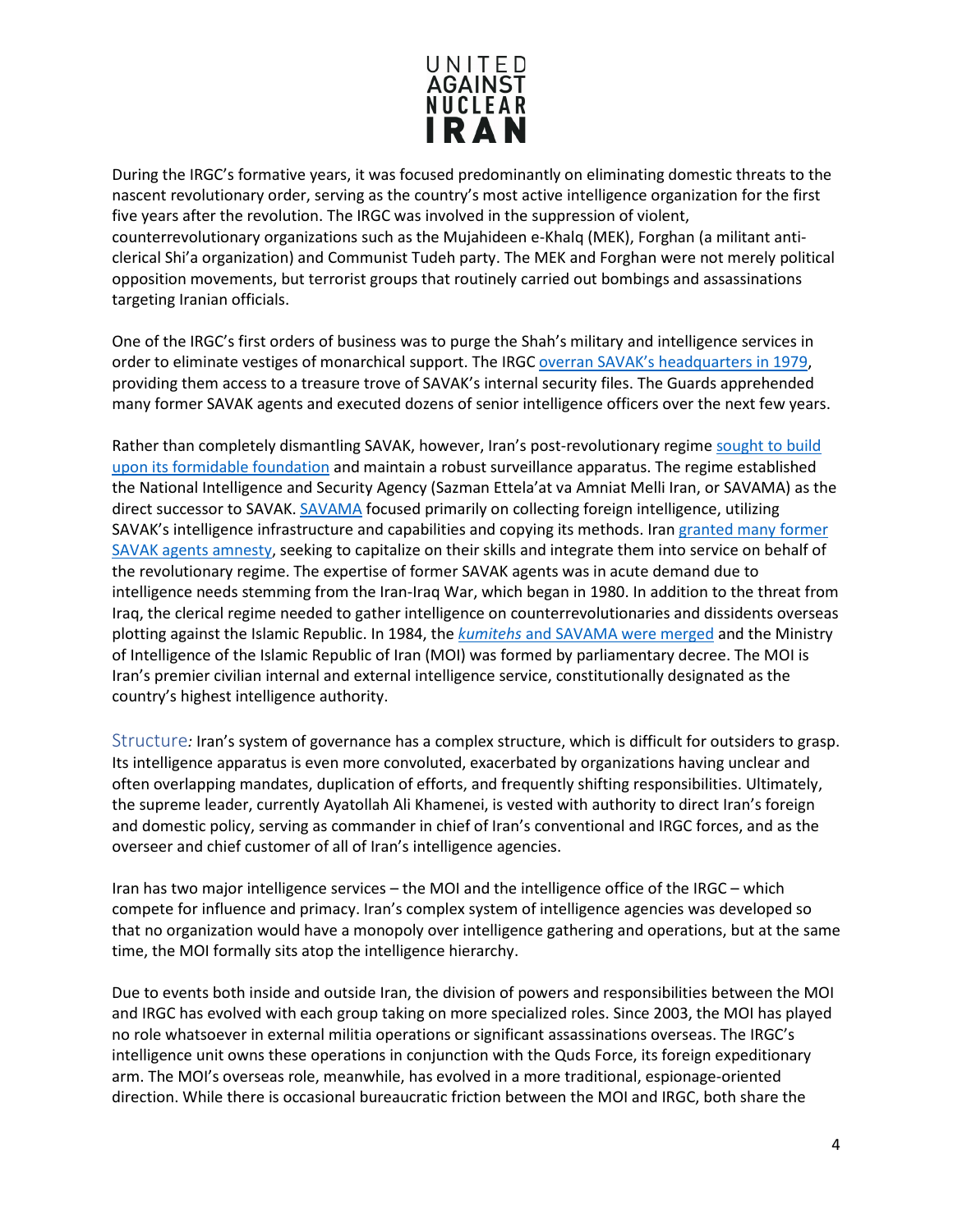During the IRGC's formative years, it was focused predominantly on eliminating domestic threats to the nascent revolutionary order, serving as the country's most active intelligence organization for the first five years after the revolution. The IRGC was involved in the suppression of violent, counterrevolutionary organizations such as the Mujahideen e-Khalq (MEK), Forghan (a militant anti-clerical Shi'a organization) and Communist Tudeh party. The MEK and Forghan were not merely political opposition movements, but terrorist groups that routinely carried out bombings and assassinations targeting Iranian officials.

One of the IRGC's first orders of business was to purge the Shah's military and intelligence services in order to eliminate vestiges of monarchical support. The IRGC overran SAVAK's headquarters in 1979, providing them access to a treasure trove of SAVAK's internal security files. The Guards apprehended many former SAVAK agents and executed dozens of senior intelligence officers over the next few years.

Rather than completely dismantling SAVAK, however, Iran's post-revolutionary regime sought to build upon its formidable foundation and maintain a robust surveillance apparatus. The regime established the National Intelligence and Security Agency (Sazman Ettela'at va Amniat Melli Iran, or SAVAMA) as the direct successor to SAVAK. SAVAMA focused primarily on collecting foreign intelligence, utilizing SAVAK's intelligence infrastructure and capabilities and copying its methods. Iran granted many former SAVAK agents amnesty, seeking to capitalize on their skills and integrate them into service on behalf of the revolutionary regime. The expertise of former SAVAK agents was in acute demand due to intelligence needs stemming from the Iran-Iraq War, which began in 1980. In addition to the threat from Iraq, the clerical regime needed to gather intelligence on counterrevolutionaries and dissidents overseas plotting against the Islamic Republic. In 1984, the *kumitehs* and SAVAMA were merged and the Ministry of Intelligence of the Islamic Republic of Iran (MOI) was formed by parliamentary decree. The MOI is Iran's premier civilian internal and external intelligence service, constitutionally designated as the country's highest intelligence authority.

Structure*:* Iran's system of governance has a complex structure, which is difficult for outsiders to grasp. Its intelligence apparatus is even more convoluted, exacerbated by organizations having unclear and often overlapping mandates, duplication of efforts, and frequently shifting responsibilities. Ultimately, the supreme leader, currently Ayatollah Ali Khamenei, is vested with authority to direct Iran's foreign and domestic policy, serving as commander in chief of Iran's conventional and IRGC forces, and as the overseer and chief customer of all of Iran's intelligence agencies.

Iran has two major intelligence services – the MOI and the intelligence office of the IRGC – which compete for influence and primacy. Iran's complex system of intelligence agencies was developed so that no organization would have a monopoly over intelligence gathering and operations, but at the same time, the MOI formally sits atop the intelligence hierarchy.

Due to events both inside and outside Iran, the division of powers and responsibilities between the MOI and IRGC has evolved with each group taking on more specialized roles. Since 2003, the MOI has played no role whatsoever in external militia operations or significant assassinations overseas. The IRGC's intelligence unit owns these operations in conjunction with the Quds Force, its foreign expeditionary arm. The MOI's overseas role, meanwhile, has evolved in a more traditional, espionage-oriented direction. While there is occasional bureaucratic friction between the MOI and IRGC, both share the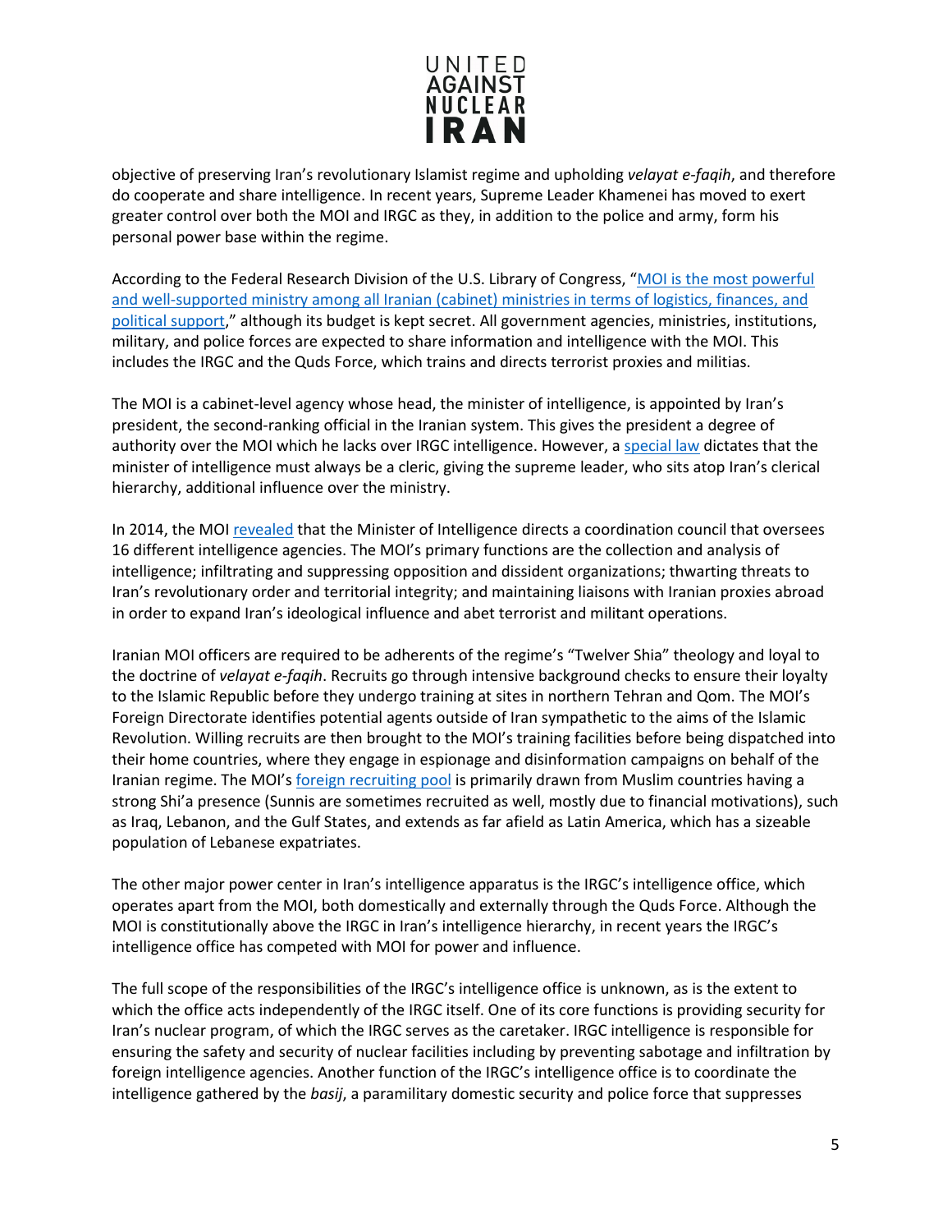objective of preserving Iran's revolutionary Islamist regime and upholding *velayat e-faqih*, and therefore do cooperate and share intelligence. In recent years, Supreme Leader Khamenei has moved to exert greater control over both the MOI and IRGC as they, in addition to the police and army, form his personal power base within the regime.

According to the Federal Research Division of the U.S. Library of Congress, "MOI is the most powerful and well-supported ministry among all Iranian (cabinet) ministries in terms of logistics, finances, and political support," although its budget is kept secret. All government agencies, ministries, institutions, military, and police forces are expected to share information and intelligence with the MOI. This includes the IRGC and the Quds Force, which trains and directs terrorist proxies and militias.

The MOI is a cabinet-level agency whose head, the minister of intelligence, is appointed by Iran's president, the second-ranking official in the Iranian system. This gives the president a degree of authority over the MOI which he lacks over IRGC intelligence. However, a special law dictates that the minister of intelligence must always be a cleric, giving the supreme leader, who sits atop Iran's clerical hierarchy, additional influence over the ministry.

In 2014, the MOI revealed that the Minister of Intelligence directs a coordination council that oversees 16 different intelligence agencies. The MOI's primary functions are the collection and analysis of intelligence; infiltrating and suppressing opposition and dissident organizations; thwarting threats to Iran's revolutionary order and territorial integrity; and maintaining liaisons with Iranian proxies abroad in order to expand Iran's ideological influence and abet terrorist and militant operations.

Iranian MOI officers are required to be adherents of the regime's "Twelver Shia" theology and loyal to the doctrine of *velayat e-faqih*. Recruits go through intensive background checks to ensure their loyalty to the Islamic Republic before they undergo training at sites in northern Tehran and Qom. The MOI's Foreign Directorate identifies potential agents outside of Iran sympathetic to the aims of the Islamic Revolution. Willing recruits are then brought to the MOI's training facilities before being dispatched into their home countries, where they engage in espionage and disinformation campaigns on behalf of the Iranian regime. The MOI's foreign recruiting pool is primarily drawn from Muslim countries having a strong Shi'a presence (Sunnis are sometimes recruited as well, mostly due to financial motivations), such as Iraq, Lebanon, and the Gulf States, and extends as far afield as Latin America, which has a sizeable population of Lebanese expatriates.

The other major power center in Iran's intelligence apparatus is the IRGC's intelligence office, which operates apart from the MOI, both domestically and externally through the Quds Force. Although the MOI is constitutionally above the IRGC in Iran's intelligence hierarchy, in recent years the IRGC's intelligence office has competed with MOI for power and influence.

The full scope of the responsibilities of the IRGC's intelligence office is unknown, as is the extent to which the office acts independently of the IRGC itself. One of its core functions is providing security for Iran's nuclear program, of which the IRGC serves as the caretaker. IRGC intelligence is responsible for ensuring the safety and security of nuclear facilities including by preventing sabotage and infiltration by foreign intelligence agencies. Another function of the IRGC's intelligence office is to coordinate the intelligence gathered by the *basij*, a paramilitary domestic security and police force that suppresses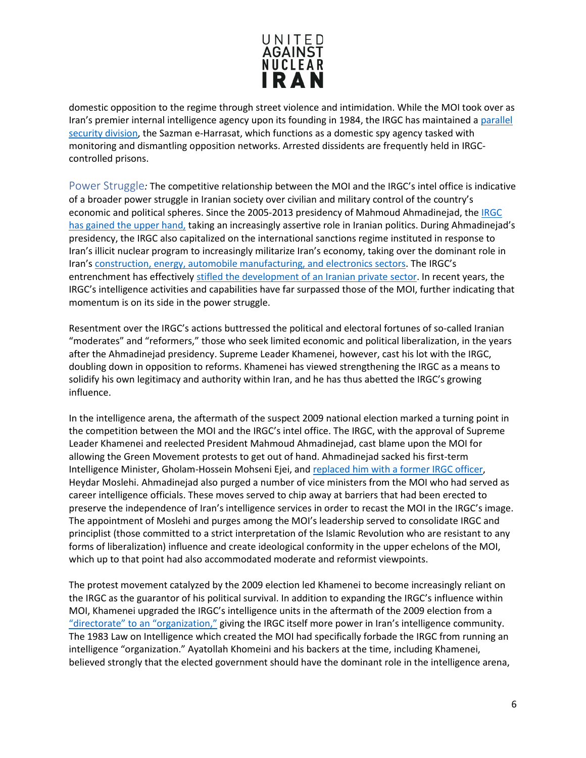domestic opposition to the regime through street violence and intimidation. While the MOI took over as Iran's premier internal intelligence agency upon its founding in 1984, the IRGC has maintained a parallel security division, the Sazman e-Harrasat, which functions as a domestic spy agency tasked with monitoring and dismantling opposition networks. Arrested dissidents are frequently held in IRGC-controlled prisons.

Power Struggle*:* The competitive relationship between the MOI and the IRGC's intel office is indicative of a broader power struggle in Iranian society over civilian and military control of the country's economic and political spheres. Since the 2005-2013 presidency of Mahmoud Ahmadinejad, the IRGC has gained the upper hand, taking an increasingly assertive role in Iranian politics. During Ahmadinejad's presidency, the IRGC also capitalized on the international sanctions regime instituted in response to Iran's illicit nuclear program to increasingly militarize Iran's economy, taking over the dominant role in Iran's construction, energy, automobile manufacturing, and electronics sectors. The IRGC's entrenchment has effectively stifled the development of an Iranian private sector. In recent years, the IRGC's intelligence activities and capabilities have far surpassed those of the MOI, further indicating that momentum is on its side in the power struggle.

Resentment over the IRGC's actions buttressed the political and electoral fortunes of so-called Iranian "moderates" and "reformers," those who seek limited economic and political liberalization, in the years after the Ahmadinejad presidency. Supreme Leader Khamenei, however, cast his lot with the IRGC, doubling down in opposition to reforms. Khamenei has viewed strengthening the IRGC as a means to solidify his own legitimacy and authority within Iran, and he has thus abetted the IRGC's growing influence.

In the intelligence arena, the aftermath of the suspect 2009 national election marked a turning point in the competition between the MOI and the IRGC's intel office. The IRGC, with the approval of Supreme Leader Khamenei and reelected President Mahmoud Ahmadinejad, cast blame upon the MOI for allowing the Green Movement protests to get out of hand. Ahmadinejad sacked his first-term Intelligence Minister, Gholam-Hossein Mohseni Ejei, and replaced him with a former IRGC officer, Heydar Moslehi. Ahmadinejad also purged a number of vice ministers from the MOI who had served as career intelligence officials. These moves served to chip away at barriers that had been erected to preserve the independence of Iran's intelligence services in order to recast the MOI in the IRGC's image. The appointment of Moslehi and purges among the MOI's leadership served to consolidate IRGC and principlist (those committed to a strict interpretation of the Islamic Revolution who are resistant to any forms of liberalization) influence and create ideological conformity in the upper echelons of the MOI, which up to that point had also accommodated moderate and reformist viewpoints.

The protest movement catalyzed by the 2009 election led Khamenei to become increasingly reliant on the IRGC as the guarantor of his political survival. In addition to expanding the IRGC's influence within MOI, Khamenei upgraded the IRGC's intelligence units in the aftermath of the 2009 election from a "directorate" to an "organization," giving the IRGC itself more power in Iran's intelligence community. The 1983 Law on Intelligence which created the MOI had specifically forbade the IRGC from running an intelligence "organization." Ayatollah Khomeini and his backers at the time, including Khamenei, believed strongly that the elected government should have the dominant role in the intelligence arena,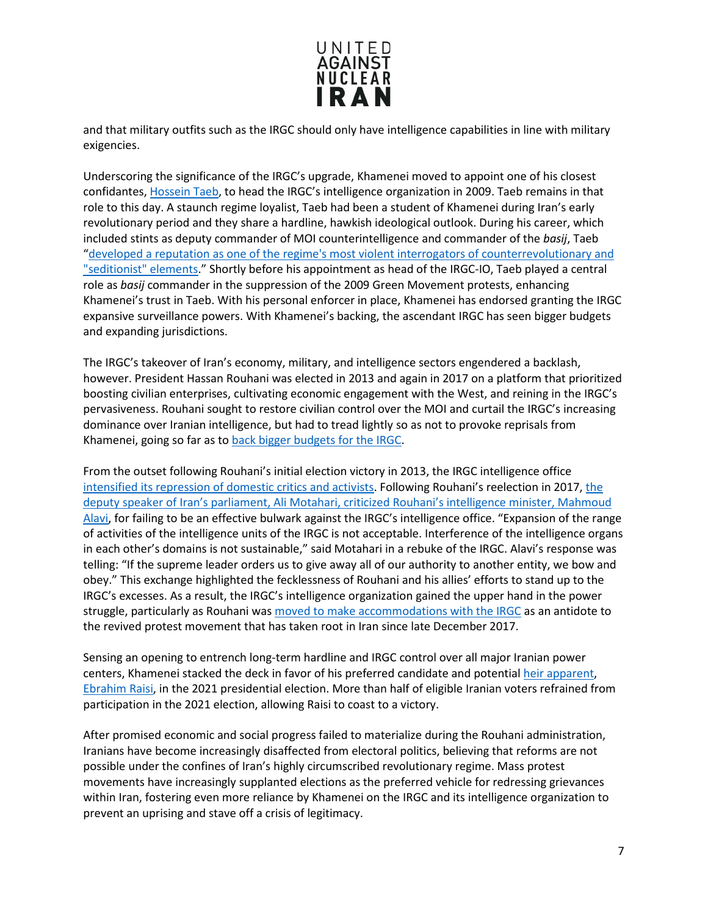and that military outfits such as the IRGC should only have intelligence capabilities in line with military exigencies.

Underscoring the significance of the IRGC's upgrade, Khamenei moved to appoint one of his closest confidantes, Hossein Taeb, to head the IRGC's intelligence organization in 2009. Taeb remains in that role to this day. A staunch regime loyalist, Taeb had been a student of Khamenei during Iran's early revolutionary period and they share a hardline, hawkish ideological outlook. During his career, which included stints as deputy commander of MOI counterintelligence and commander of the *basij*, Taeb "developed a reputation as one of the regime's most violent interrogators of counterrevolutionary and "seditionist" elements." Shortly before his appointment as head of the IRGC-IO, Taeb played a central role as *basij* commander in the suppression of the 2009 Green Movement protests, enhancing Khamenei's trust in Taeb. With his personal enforcer in place, Khamenei has endorsed granting the IRGC expansive surveillance powers. With Khamenei's backing, the ascendant IRGC has seen bigger budgets and expanding jurisdictions.

The IRGC's takeover of Iran's economy, military, and intelligence sectors engendered a backlash, however. President Hassan Rouhani was elected in 2013 and again in 2017 on a platform that prioritized boosting civilian enterprises, cultivating economic engagement with the West, and reining in the IRGC's pervasiveness. Rouhani sought to restore civilian control over the MOI and curtail the IRGC's increasing dominance over Iranian intelligence, but had to tread lightly so as not to provoke reprisals from Khamenei, going so far as to back bigger budgets for the IRGC.

From the outset following Rouhani's initial election victory in 2013, the IRGC intelligence office intensified its repression of domestic critics and activists. Following Rouhani's reelection in 2017, the deputy speaker of Iran's parliament, Ali Motahari, criticized Rouhani's intelligence minister, Mahmoud Alavi, for failing to be an effective bulwark against the IRGC's intelligence office. "Expansion of the range of activities of the intelligence units of the IRGC is not acceptable. Interference of the intelligence organs in each other's domains is not sustainable," said Motahari in a rebuke of the IRGC. Alavi's response was telling: "If the supreme leader orders us to give away all of our authority to another entity, we bow and obey." This exchange highlighted the fecklessness of Rouhani and his allies' efforts to stand up to the IRGC's excesses. As a result, the IRGC's intelligence organization gained the upper hand in the power struggle, particularly as Rouhani was moved to make accommodations with the IRGC as an antidote to the revived protest movement that has taken root in Iran since late December 2017.

Sensing an opening to entrench long-term hardline and IRGC control over all major Iranian power centers, Khamenei stacked the deck in favor of his preferred candidate and potential heir apparent, Ebrahim Raisi, in the 2021 presidential election. More than half of eligible Iranian voters refrained from participation in the 2021 election, allowing Raisi to coast to a victory.

After promised economic and social progress failed to materialize during the Rouhani administration, Iranians have become increasingly disaffected from electoral politics, believing that reforms are not possible under the confines of Iran's highly circumscribed revolutionary regime. Mass protest movements have increasingly supplanted elections as the preferred vehicle for redressing grievances within Iran, fostering even more reliance by Khamenei on the IRGC and its intelligence organization to prevent an uprising and stave off a crisis of legitimacy.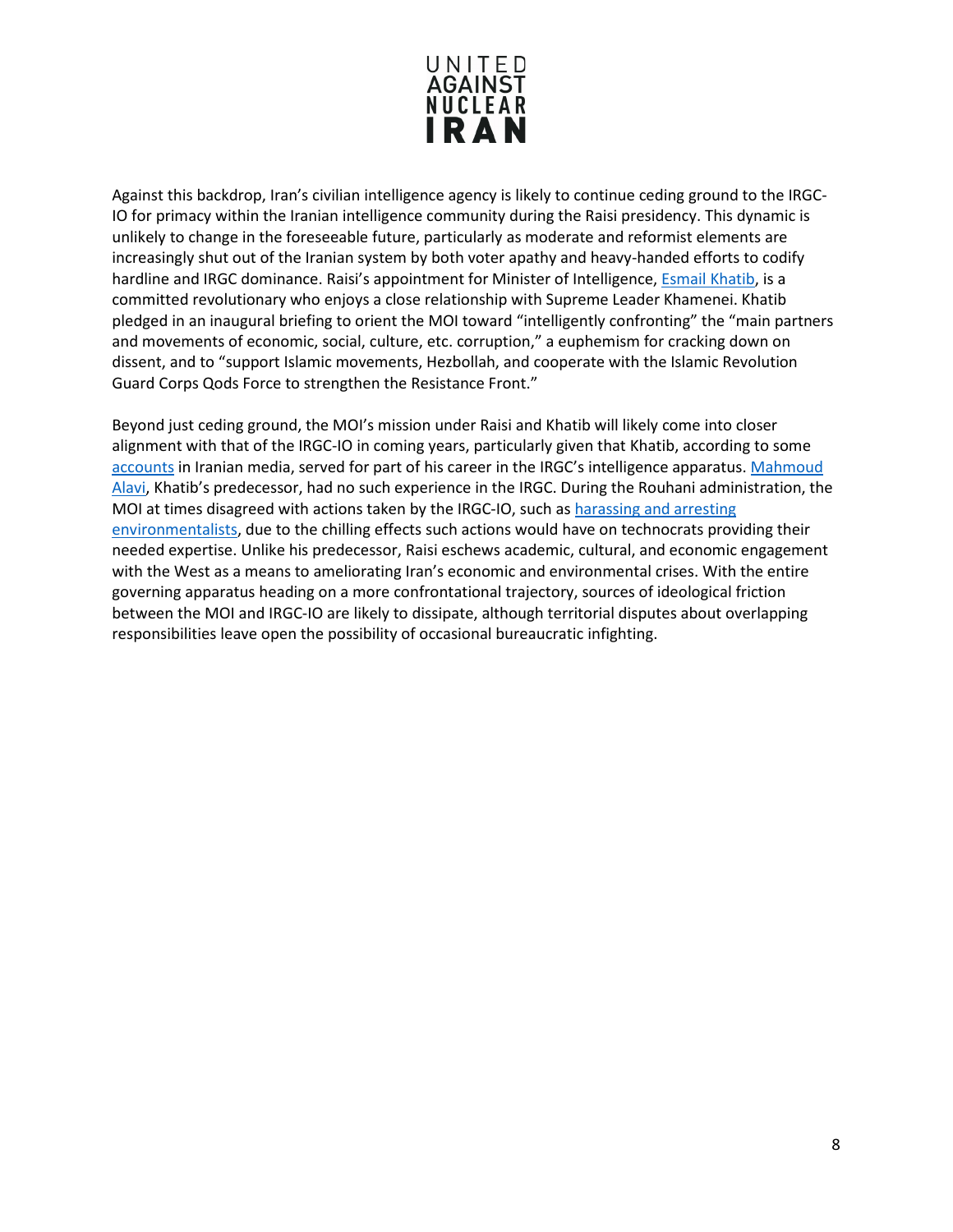Against this backdrop, Iran's civilian intelligence agency is likely to continue ceding ground to the IRGC-IO for primacy within the Iranian intelligence community during the Raisi presidency. This dynamic is unlikely to change in the foreseeable future, particularly as moderate and reformist elements are increasingly shut out of the Iranian system by both voter apathy and heavy-handed efforts to codify hardline and IRGC dominance. Raisi's appointment for Minister of Intelligence, Esmail Khatib, is a committed revolutionary who enjoys a close relationship with Supreme Leader Khamenei. Khatib pledged in an inaugural briefing to orient the MOI toward "intelligently confronting" the "main partners and movements of economic, social, culture, etc. corruption," a euphemism for cracking down on dissent, and to "support Islamic movements, Hezbollah, and cooperate with the Islamic Revolution Guard Corps Qods Force to strengthen the Resistance Front."

Beyond just ceding ground, the MOI's mission under Raisi and Khatib will likely come into closer alignment with that of the IRGC-IO in coming years, particularly given that Khatib, according to some accounts in Iranian media, served for part of his career in the IRGC's intelligence apparatus. Mahmoud Alavi, Khatib's predecessor, had no such experience in the IRGC. During the Rouhani administration, the MOI at times disagreed with actions taken by the IRGC-IO, such as harassing and arresting environmentalists, due to the chilling effects such actions would have on technocrats providing their needed expertise. Unlike his predecessor, Raisi eschews academic, cultural, and economic engagement with the West as a means to ameliorating Iran's economic and environmental crises. With the entire governing apparatus heading on a more confrontational trajectory, sources of ideological friction between the MOI and IRGC-IO are likely to dissipate, although territorial disputes about overlapping responsibilities leave open the possibility of occasional bureaucratic infighting.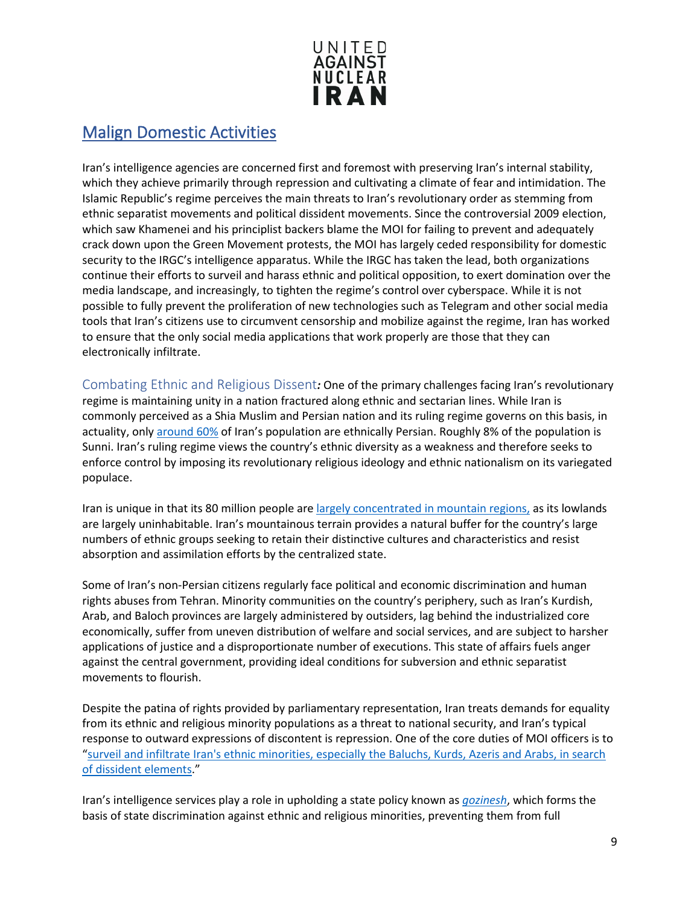## Malign Domestic Activities

Iran's intelligence agencies are concerned first and foremost with preserving Iran's internal stability, which they achieve primarily through repression and cultivating a climate of fear and intimidation. The Islamic Republic's regime perceives the main threats to Iran's revolutionary order as stemming from ethnic separatist movements and political dissident movements. Since the controversial 2009 election, which saw Khamenei and his principlist backers blame the MOI for failing to prevent and adequately crack down upon the Green Movement protests, the MOI has largely ceded responsibility for domestic security to the IRGC's intelligence apparatus. While the IRGC has taken the lead, both organizations continue their efforts to surveil and harass ethnic and political opposition, to exert domination over the media landscape, and increasingly, to tighten the regime's control over cyberspace. While it is not possible to fully prevent the proliferation of new technologies such as Telegram and other social media tools that Iran's citizens use to circumvent censorship and mobilize against the regime, Iran has worked to ensure that the only social media applications that work properly are those that they can electronically infiltrate.

### Combating Ethnic and Religious Dissent*:* One of the primary challenges facing Iran's revolutionary regime is maintaining unity in a nation fractured along ethnic and sectarian lines. While Iran is commonly perceived as a Shia Muslim and Persian nation and its ruling regime governs on this basis, in actuality, only around 60% of Iran's population are ethnically Persian. Roughly 8% of the population is Sunni. Iran's ruling regime views the country's ethnic diversity as a weakness and therefore seeks to enforce control by imposing its revolutionary religious ideology and ethnic nationalism on its variegated populace.

Iran is unique in that its 80 million people are largely concentrated in mountain regions, as its lowlands are largely uninhabitable. Iran's mountainous terrain provides a natural buffer for the country's large numbers of ethnic groups seeking to retain their distinctive cultures and characteristics and resist absorption and assimilation efforts by the centralized state.

Some of Iran's non-Persian citizens regularly face political and economic discrimination and human rights abuses from Tehran. Minority communities on the country's periphery, such as Iran's Kurdish, Arab, and Baloch provinces are largely administered by outsiders, lag behind the industrialized core economically, suffer from uneven distribution of welfare and social services, and are subject to harsher applications of justice and a disproportionate number of executions. This state of affairs fuels anger against the central government, providing ideal conditions for subversion and ethnic separatist movements to flourish.

Despite the patina of rights provided by parliamentary representation, Iran treats demands for equality from its ethnic and religious minority populations as a threat to national security, and Iran's typical response to outward expressions of discontent is repression. One of the core duties of MOI officers is to "surveil and infiltrate Iran's ethnic minorities, especially the Baluchs, Kurds, Azeris and Arabs, in search of dissident elements."

Iran's intelligence services play a role in upholding a state policy known as *gozinesh*, which forms the basis of state discrimination against ethnic and religious minorities, preventing them from full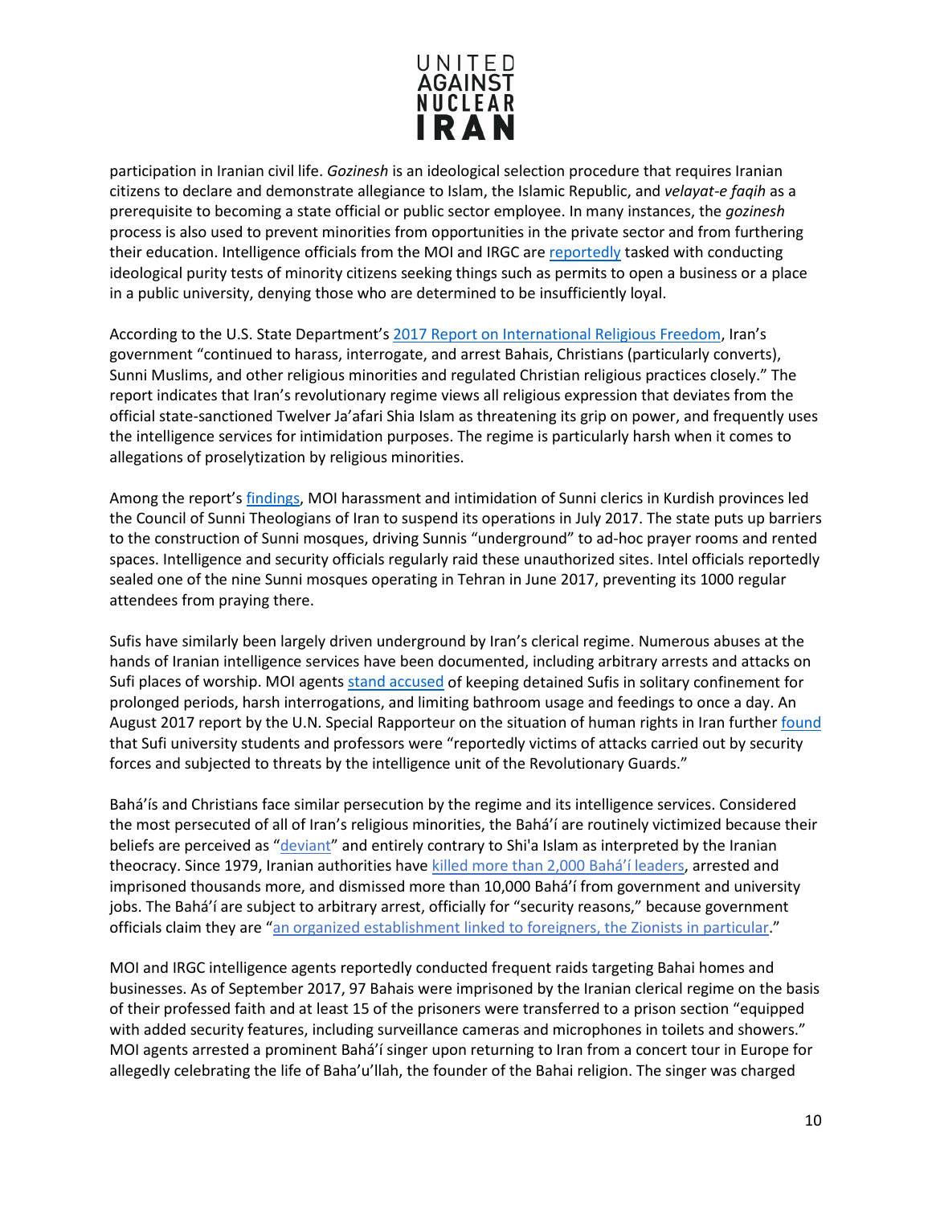participation in Iranian civil life. *Gozinesh* is an ideological selection procedure that requires Iranian citizens to declare and demonstrate allegiance to Islam, the Islamic Republic, and *velayat-e faqih* as a prerequisite to becoming a state official or public sector employee. In many instances, the *gozinesh* process is also used to prevent minorities from opportunities in the private sector and from furthering their education. Intelligence officials from the MOI and IRGC are reportedly tasked with conducting ideological purity tests of minority citizens seeking things such as permits to open a business or a place in a public university, denying those who are determined to be insufficiently loyal.

According to the U.S. State Department's 2017 Report on International Religious Freedom, Iran's government "continued to harass, interrogate, and arrest Bahais, Christians (particularly converts), Sunni Muslims, and other religious minorities and regulated Christian religious practices closely." The report indicates that Iran's revolutionary regime views all religious expression that deviates from the official state-sanctioned Twelver Ja'afari Shia Islam as threatening its grip on power, and frequently uses the intelligence services for intimidation purposes. The regime is particularly harsh when it comes to allegations of proselytization by religious minorities.

Among the report's findings, MOI harassment and intimidation of Sunni clerics in Kurdish provinces led the Council of Sunni Theologians of Iran to suspend its operations in July 2017. The state puts up barriers to the construction of Sunni mosques, driving Sunnis "underground" to ad-hoc prayer rooms and rented spaces. Intelligence and security officials regularly raid these unauthorized sites. Intel officials reportedly sealed one of the nine Sunni mosques operating in Tehran in June 2017, preventing its 1000 regular attendees from praying there.

Sufis have similarly been largely driven underground by Iran's clerical regime. Numerous abuses at the hands of Iranian intelligence services have been documented, including arbitrary arrests and attacks on Sufi places of worship. MOI agents stand accused of keeping detained Sufis in solitary confinement for prolonged periods, harsh interrogations, and limiting bathroom usage and feedings to once a day. An August 2017 report by the U.N. Special Rapporteur on the situation of human rights in Iran further found that Sufi university students and professors were "reportedly victims of attacks carried out by security forces and subjected to threats by the intelligence unit of the Revolutionary Guards."

Bahá'ís and Christians face similar persecution by the regime and its intelligence services. Considered the most persecuted of all of Iran's religious minorities, the Bahá'í are routinely victimized because their beliefs are perceived as "deviant" and entirely contrary to Shi'a Islam as interpreted by the Iranian theocracy. Since 1979, Iranian authorities have killed more than 2,000 Bahá'í leaders, arrested and imprisoned thousands more, and dismissed more than 10,000 Bahá'í from government and university jobs. The Bahá'í are subject to arbitrary arrest, officially for "security reasons," because government officials claim they are "an organized establishment linked to foreigners, the Zionists in particular."

MOI and IRGC intelligence agents reportedly conducted frequent raids targeting Bahai homes and businesses. As of September 2017, 97 Bahais were imprisoned by the Iranian clerical regime on the basis of their professed faith and at least 15 of the prisoners were transferred to a prison section "equipped with added security features, including surveillance cameras and microphones in toilets and showers." MOI agents arrested a prominent Bahá'í singer upon returning to Iran from a concert tour in Europe for allegedly celebrating the life of Baha'u'llah, the founder of the Bahai religion. The singer was charged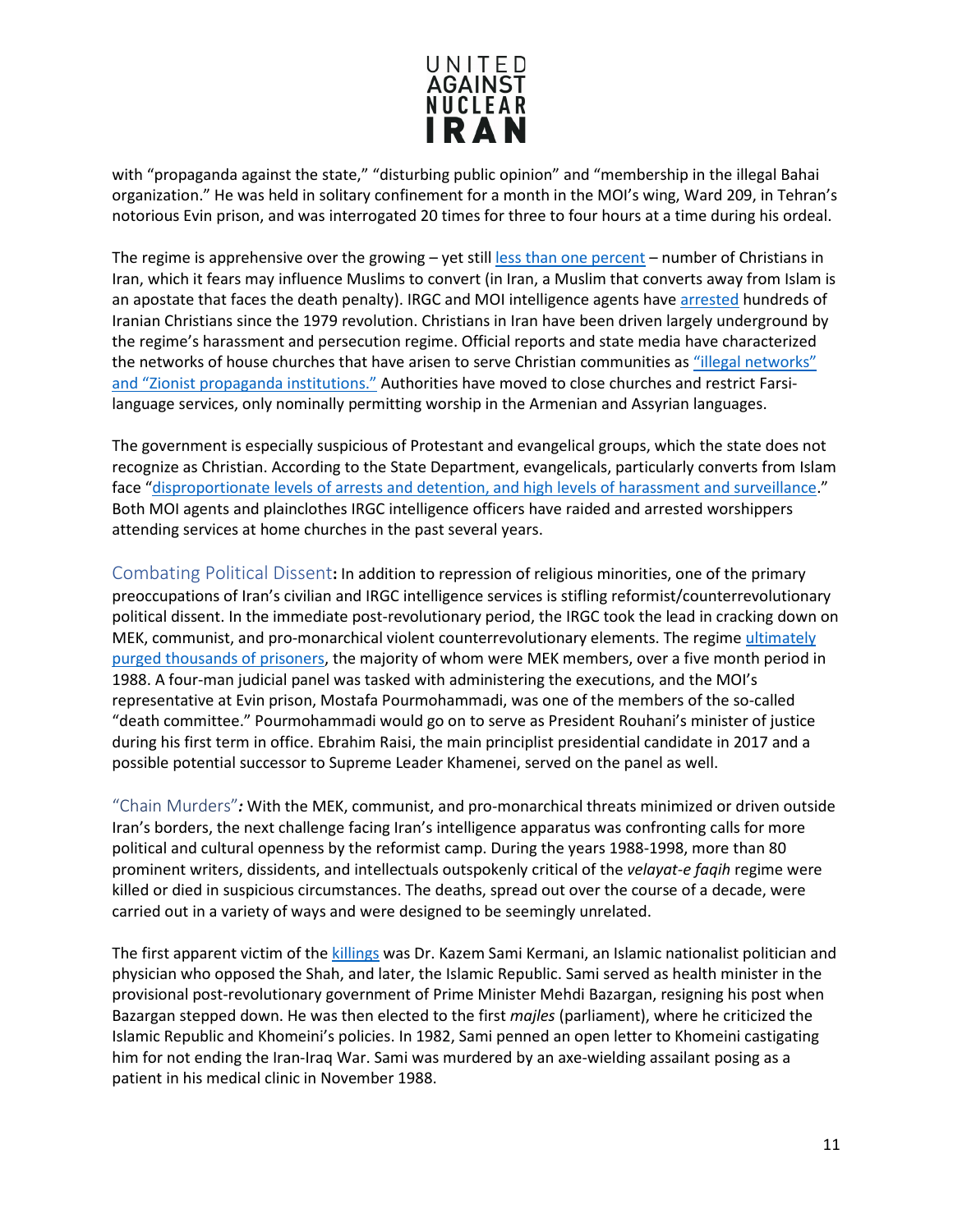with “propaganda against the state,” “disturbing public opinion” and “membership in the illegal Bahai organization.” He was held in solitary confinement for a month in the MOI’s wing, Ward 209, in Tehran’s notorious Evin prison, and was interrogated 20 times for three to four hours at a time during his ordeal.

The regime is apprehensive over the growing – yet still less than one percent – number of Christians in Iran, which it fears may influence Muslims to convert (in Iran, a Muslim that converts away from Islam is an apostate that faces the death penalty). IRGC and MOI intelligence agents have arrested hundreds of Iranian Christians since the 1979 revolution. Christians in Iran have been driven largely underground by the regime’s harassment and persecution regime. Official reports and state media have characterized the networks of house churches that have arisen to serve Christian communities as “illegal networks” and “Zionist propaganda institutions.” Authorities have moved to close churches and restrict Farsi-language services, only nominally permitting worship in the Armenian and Assyrian languages.

The government is especially suspicious of Protestant and evangelical groups, which the state does not recognize as Christian. According to the State Department, evangelicals, particularly converts from Islam face “disproportionate levels of arrests and detention, and high levels of harassment and surveillance.” Both MOI agents and plainclothes IRGC intelligence officers have raided and arrested worshippers attending services at home churches in the past several years.

Combating Political Dissent**:** In addition to repression of religious minorities, one of the primary preoccupations of Iran’s civilian and IRGC intelligence services is stifling reformist/counterrevolutionary political dissent. In the immediate post-revolutionary period, the IRGC took the lead in cracking down on MEK, communist, and pro-monarchical violent counterrevolutionary elements. The regime ultimately purged thousands of prisoners, the majority of whom were MEK members, over a five month period in 1988. A four-man judicial panel was tasked with administering the executions, and the MOI’s representative at Evin prison, Mostafa Pourmohammadi, was one of the members of the so-called “death committee.” Pourmohammadi would go on to serve as President Rouhani’s minister of justice during his first term in office. Ebrahim Raisi, the main principlist presidential candidate in 2017 and a possible potential successor to Supreme Leader Khamenei, served on the panel as well.

“Chain Murders”***:*** With the MEK, communist, and pro-monarchical threats minimized or driven outside Iran’s borders, the next challenge facing Iran’s intelligence apparatus was confronting calls for more political and cultural openness by the reformist camp. During the years 1988-1998, more than 80 prominent writers, dissidents, and intellectuals outspokenly critical of the *velayat-e faqih* regime were killed or died in suspicious circumstances. The deaths, spread out over the course of a decade, were carried out in a variety of ways and were designed to be seemingly unrelated.

The first apparent victim of the killings was Dr. Kazem Sami Kermani, an Islamic nationalist politician and physician who opposed the Shah, and later, the Islamic Republic. Sami served as health minister in the provisional post-revolutionary government of Prime Minister Mehdi Bazargan, resigning his post when Bazargan stepped down. He was then elected to the first *majles* (parliament), where he criticized the Islamic Republic and Khomeini’s policies. In 1982, Sami penned an open letter to Khomeini castigating him for not ending the Iran-Iraq War. Sami was murdered by an axe-wielding assailant posing as a patient in his medical clinic in November 1988.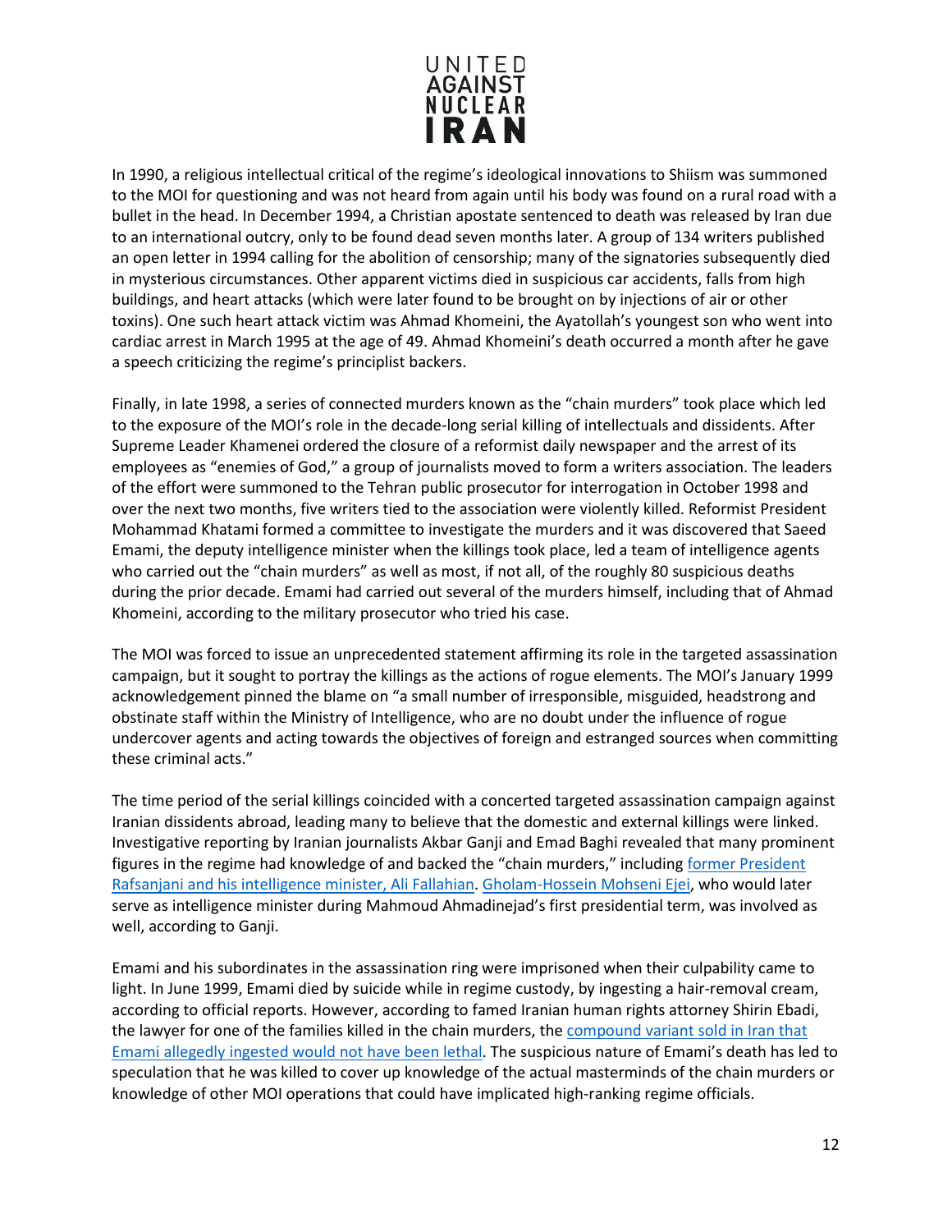In 1990, a religious intellectual critical of the regime's ideological innovations to Shiism was summoned to the MOI for questioning and was not heard from again until his body was found on a rural road with a bullet in the head. In December 1994, a Christian apostate sentenced to death was released by Iran due to an international outcry, only to be found dead seven months later. A group of 134 writers published an open letter in 1994 calling for the abolition of censorship; many of the signatories subsequently died in mysterious circumstances. Other apparent victims died in suspicious car accidents, falls from high buildings, and heart attacks (which were later found to be brought on by injections of air or other toxins). One such heart attack victim was Ahmad Khomeini, the Ayatollah's youngest son who went into cardiac arrest in March 1995 at the age of 49. Ahmad Khomeini's death occurred a month after he gave a speech criticizing the regime's principlist backers.

Finally, in late 1998, a series of connected murders known as the "chain murders" took place which led to the exposure of the MOI's role in the decade-long serial killing of intellectuals and dissidents. After Supreme Leader Khamenei ordered the closure of a reformist daily newspaper and the arrest of its employees as "enemies of God," a group of journalists moved to form a writers association. The leaders of the effort were summoned to the Tehran public prosecutor for interrogation in October 1998 and over the next two months, five writers tied to the association were violently killed. Reformist President Mohammad Khatami formed a committee to investigate the murders and it was discovered that Saeed Emami, the deputy intelligence minister when the killings took place, led a team of intelligence agents who carried out the "chain murders" as well as most, if not all, of the roughly 80 suspicious deaths during the prior decade. Emami had carried out several of the murders himself, including that of Ahmad Khomeini, according to the military prosecutor who tried his case.

The MOI was forced to issue an unprecedented statement affirming its role in the targeted assassination campaign, but it sought to portray the killings as the actions of rogue elements. The MOI's January 1999 acknowledgement pinned the blame on "a small number of irresponsible, misguided, headstrong and obstinate staff within the Ministry of Intelligence, who are no doubt under the influence of rogue undercover agents and acting towards the objectives of foreign and estranged sources when committing these criminal acts."

The time period of the serial killings coincided with a concerted targeted assassination campaign against Iranian dissidents abroad, leading many to believe that the domestic and external killings were linked. Investigative reporting by Iranian journalists Akbar Ganji and Emad Baghi revealed that many prominent figures in the regime had knowledge of and backed the "chain murders," including former President Rafsanjani and his intelligence minister, Ali Fallahian. Gholam-Hossein Mohseni Ejei, who would later serve as intelligence minister during Mahmoud Ahmadinejad's first presidential term, was involved as well, according to Ganji.

Emami and his subordinates in the assassination ring were imprisoned when their culpability came to light. In June 1999, Emami died by suicide while in regime custody, by ingesting a hair-removal cream, according to official reports. However, according to famed Iranian human rights attorney Shirin Ebadi, the lawyer for one of the families killed in the chain murders, the compound variant sold in Iran that Emami allegedly ingested would not have been lethal. The suspicious nature of Emami's death has led to speculation that he was killed to cover up knowledge of the actual masterminds of the chain murders or knowledge of other MOI operations that could have implicated high-ranking regime officials.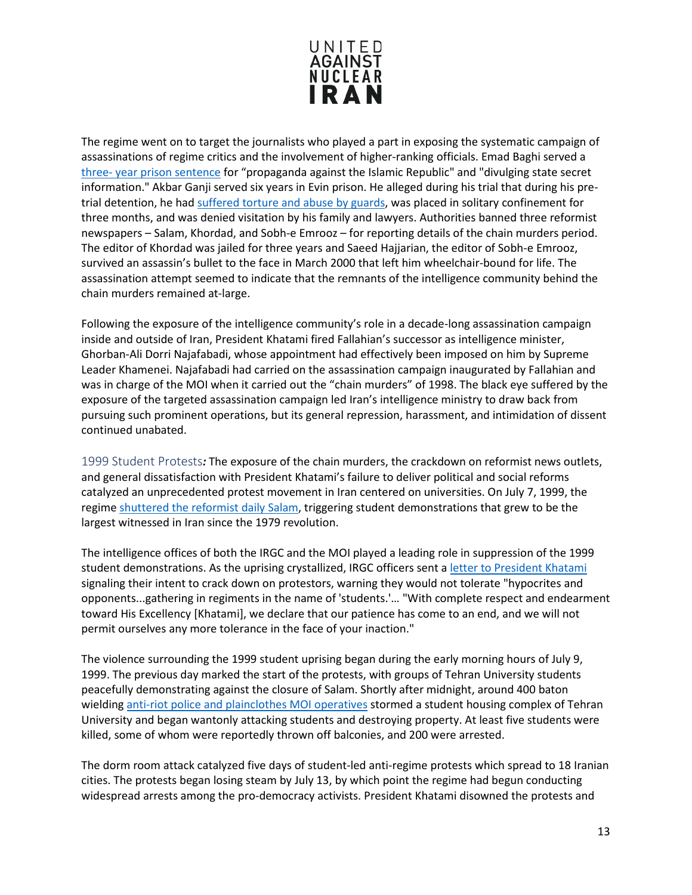The regime went on to target the journalists who played a part in exposing the systematic campaign of assassinations of regime critics and the involvement of higher-ranking officials. Emad Baghi served a three- year prison sentence for "propaganda against the Islamic Republic" and "divulging state secret information." Akbar Ganji served six years in Evin prison. He alleged during his trial that during his pre-trial detention, he had suffered torture and abuse by guards, was placed in solitary confinement for three months, and was denied visitation by his family and lawyers. Authorities banned three reformist newspapers – Salam, Khordad, and Sobh-e Emrooz – for reporting details of the chain murders period. The editor of Khordad was jailed for three years and Saeed Hajjarian, the editor of Sobh-e Emrooz, survived an assassin's bullet to the face in March 2000 that left him wheelchair-bound for life. The assassination attempt seemed to indicate that the remnants of the intelligence community behind the chain murders remained at-large.

Following the exposure of the intelligence community's role in a decade-long assassination campaign inside and outside of Iran, President Khatami fired Fallahian's successor as intelligence minister, Ghorban-Ali Dorri Najafabadi, whose appointment had effectively been imposed on him by Supreme Leader Khamenei. Najafabadi had carried on the assassination campaign inaugurated by Fallahian and was in charge of the MOI when it carried out the "chain murders" of 1998. The black eye suffered by the exposure of the targeted assassination campaign led Iran's intelligence ministry to draw back from pursuing such prominent operations, but its general repression, harassment, and intimidation of dissent continued unabated.

1999 Student Protests***:*** The exposure of the chain murders, the crackdown on reformist news outlets, and general dissatisfaction with President Khatami's failure to deliver political and social reforms catalyzed an unprecedented protest movement in Iran centered on universities. On July 7, 1999, the regime shuttered the reformist daily Salam, triggering student demonstrations that grew to be the largest witnessed in Iran since the 1979 revolution.

The intelligence offices of both the IRGC and the MOI played a leading role in suppression of the 1999 student demonstrations. As the uprising crystallized, IRGC officers sent a letter to President Khatami signaling their intent to crack down on protestors, warning they would not tolerate "hypocrites and opponents...gathering in regiments in the name of 'students.'… "With complete respect and endearment toward His Excellency [Khatami], we declare that our patience has come to an end, and we will not permit ourselves any more tolerance in the face of your inaction."

The violence surrounding the 1999 student uprising began during the early morning hours of July 9, 1999. The previous day marked the start of the protests, with groups of Tehran University students peacefully demonstrating against the closure of Salam. Shortly after midnight, around 400 baton wielding anti-riot police and plainclothes MOI operatives stormed a student housing complex of Tehran University and began wantonly attacking students and destroying property. At least five students were killed, some of whom were reportedly thrown off balconies, and 200 were arrested.

The dorm room attack catalyzed five days of student-led anti-regime protests which spread to 18 Iranian cities. The protests began losing steam by July 13, by which point the regime had begun conducting widespread arrests among the pro-democracy activists. President Khatami disowned the protests and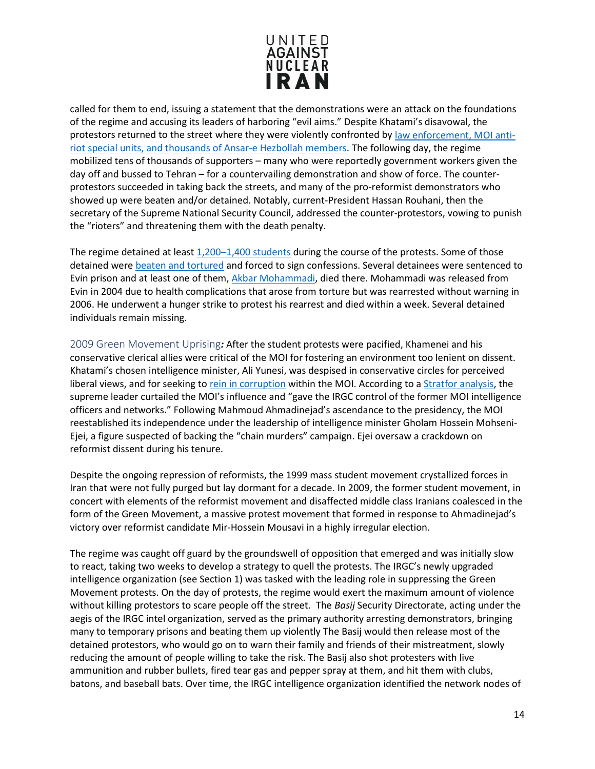called for them to end, issuing a statement that the demonstrations were an attack on the foundations of the regime and accusing its leaders of harboring "evil aims." Despite Khatami's disavowal, the protestors returned to the street where they were violently confronted by law enforcement, MOI anti-riot special units, and thousands of Ansar-e Hezbollah members. The following day, the regime mobilized tens of thousands of supporters – many who were reportedly government workers given the day off and bussed to Tehran – for a countervailing demonstration and show of force. The counter-protestors succeeded in taking back the streets, and many of the pro-reformist demonstrators who showed up were beaten and/or detained. Notably, current-President Hassan Rouhani, then the secretary of the Supreme National Security Council, addressed the counter-protestors, vowing to punish the "rioters" and threatening them with the death penalty.

The regime detained at least 1,200–1,400 students during the course of the protests. Some of those detained were beaten and tortured and forced to sign confessions. Several detainees were sentenced to Evin prison and at least one of them, Akbar Mohammadi, died there. Mohammadi was released from Evin in 2004 due to health complications that arose from torture but was rearrested without warning in 2006. He underwent a hunger strike to protest his rearrest and died within a week. Several detained individuals remain missing.

2009 Green Movement Uprising***:*** After the student protests were pacified, Khamenei and his conservative clerical allies were critical of the MOI for fostering an environment too lenient on dissent. Khatami's chosen intelligence minister, Ali Yunesi, was despised in conservative circles for perceived liberal views, and for seeking to rein in corruption within the MOI. According to a Stratfor analysis, the supreme leader curtailed the MOI's influence and "gave the IRGC control of the former MOI intelligence officers and networks." Following Mahmoud Ahmadinejad's ascendance to the presidency, the MOI reestablished its independence under the leadership of intelligence minister Gholam Hossein Mohseni-Ejei, a figure suspected of backing the "chain murders" campaign. Ejei oversaw a crackdown on reformist dissent during his tenure.

Despite the ongoing repression of reformists, the 1999 mass student movement crystallized forces in Iran that were not fully purged but lay dormant for a decade. In 2009, the former student movement, in concert with elements of the reformist movement and disaffected middle class Iranians coalesced in the form of the Green Movement, a massive protest movement that formed in response to Ahmadinejad's victory over reformist candidate Mir-Hossein Mousavi in a highly irregular election.

The regime was caught off guard by the groundswell of opposition that emerged and was initially slow to react, taking two weeks to develop a strategy to quell the protests. The IRGC's newly upgraded intelligence organization (see Section 1) was tasked with the leading role in suppressing the Green Movement protests. On the day of protests, the regime would exert the maximum amount of violence without killing protestors to scare people off the street. The *Basij* Security Directorate, acting under the aegis of the IRGC intel organization, served as the primary authority arresting demonstrators, bringing many to temporary prisons and beating them up violently The Basij would then release most of the detained protestors, who would go on to warn their family and friends of their mistreatment, slowly reducing the amount of people willing to take the risk. The Basij also shot protesters with live ammunition and rubber bullets, fired tear gas and pepper spray at them, and hit them with clubs, batons, and baseball bats. Over time, the IRGC intelligence organization identified the network nodes of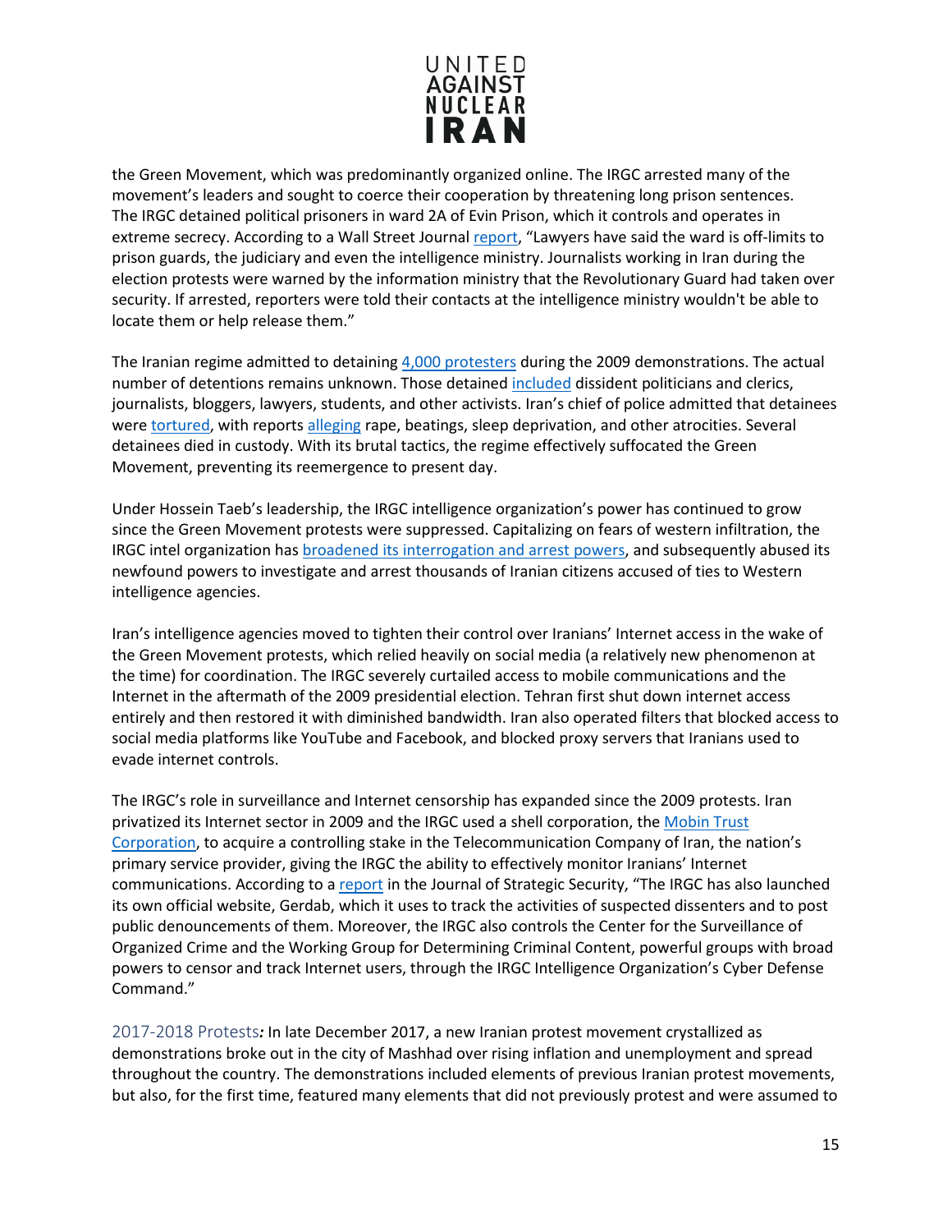the Green Movement, which was predominantly organized online. The IRGC arrested many of the movement's leaders and sought to coerce their cooperation by threatening long prison sentences. The IRGC detained political prisoners in ward 2A of Evin Prison, which it controls and operates in extreme secrecy. According to a Wall Street Journal report, "Lawyers have said the ward is off-limits to prison guards, the judiciary and even the intelligence ministry. Journalists working in Iran during the election protests were warned by the information ministry that the Revolutionary Guard had taken over security. If arrested, reporters were told their contacts at the intelligence ministry wouldn't be able to locate them or help release them."

The Iranian regime admitted to detaining 4,000 protesters during the 2009 demonstrations. The actual number of detentions remains unknown. Those detained included dissident politicians and clerics, journalists, bloggers, lawyers, students, and other activists. Iran's chief of police admitted that detainees were tortured, with reports alleging rape, beatings, sleep deprivation, and other atrocities. Several detainees died in custody. With its brutal tactics, the regime effectively suffocated the Green Movement, preventing its reemergence to present day.

Under Hossein Taeb's leadership, the IRGC intelligence organization's power has continued to grow since the Green Movement protests were suppressed. Capitalizing on fears of western infiltration, the IRGC intel organization has broadened its interrogation and arrest powers, and subsequently abused its newfound powers to investigate and arrest thousands of Iranian citizens accused of ties to Western intelligence agencies.

Iran's intelligence agencies moved to tighten their control over Iranians' Internet access in the wake of the Green Movement protests, which relied heavily on social media (a relatively new phenomenon at the time) for coordination. The IRGC severely curtailed access to mobile communications and the Internet in the aftermath of the 2009 presidential election. Tehran first shut down internet access entirely and then restored it with diminished bandwidth. Iran also operated filters that blocked access to social media platforms like YouTube and Facebook, and blocked proxy servers that Iranians used to evade internet controls.

The IRGC's role in surveillance and Internet censorship has expanded since the 2009 protests. Iran privatized its Internet sector in 2009 and the IRGC used a shell corporation, the Mobin Trust Corporation, to acquire a controlling stake in the Telecommunication Company of Iran, the nation's primary service provider, giving the IRGC the ability to effectively monitor Iranians' Internet communications. According to a report in the Journal of Strategic Security, "The IRGC has also launched its own official website, Gerdab, which it uses to track the activities of suspected dissenters and to post public denouncements of them. Moreover, the IRGC also controls the Center for the Surveillance of Organized Crime and the Working Group for Determining Criminal Content, powerful groups with broad powers to censor and track Internet users, through the IRGC Intelligence Organization's Cyber Defense Command."

2017-2018 Protests*:* In late December 2017, a new Iranian protest movement crystallized as demonstrations broke out in the city of Mashhad over rising inflation and unemployment and spread throughout the country. The demonstrations included elements of previous Iranian protest movements, but also, for the first time, featured many elements that did not previously protest and were assumed to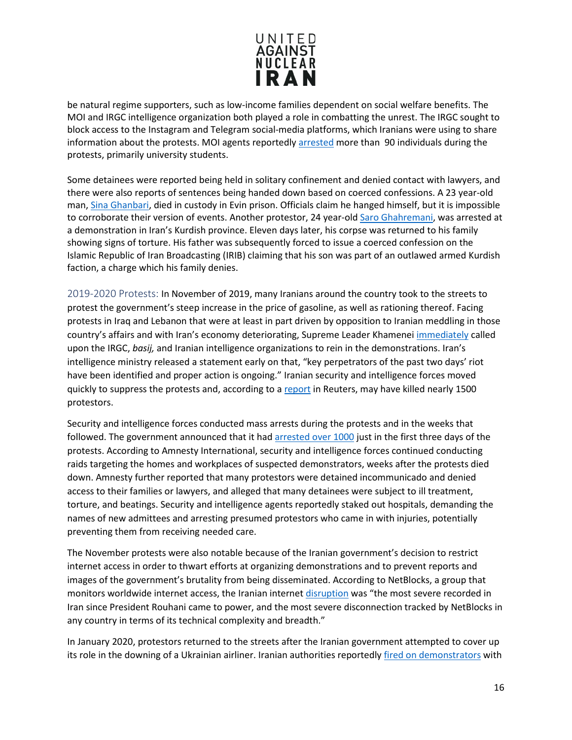be natural regime supporters, such as low-income families dependent on social welfare benefits. The MOI and IRGC intelligence organization both played a role in combatting the unrest. The IRGC sought to block access to the Instagram and Telegram social-media platforms, which Iranians were using to share information about the protests. MOI agents reportedly arrested more than 90 individuals during the protests, primarily university students.

Some detainees were reported being held in solitary confinement and denied contact with lawyers, and there were also reports of sentences being handed down based on coerced confessions. A 23 year-old man, Sina Ghanbari, died in custody in Evin prison. Officials claim he hanged himself, but it is impossible to corroborate their version of events. Another protestor, 24 year-old Saro Ghahremani, was arrested at a demonstration in Iran's Kurdish province. Eleven days later, his corpse was returned to his family showing signs of torture. His father was subsequently forced to issue a coerced confession on the Islamic Republic of Iran Broadcasting (IRIB) claiming that his son was part of an outlawed armed Kurdish faction, a charge which his family denies.

2019-2020 Protests: In November of 2019, many Iranians around the country took to the streets to protest the government's steep increase in the price of gasoline, as well as rationing thereof. Facing protests in Iraq and Lebanon that were at least in part driven by opposition to Iranian meddling in those country's affairs and with Iran's economy deteriorating, Supreme Leader Khamenei immediately called upon the IRGC, *basij,* and Iranian intelligence organizations to rein in the demonstrations. Iran's intelligence ministry released a statement early on that, "key perpetrators of the past two days' riot have been identified and proper action is ongoing." Iranian security and intelligence forces moved quickly to suppress the protests and, according to a report in Reuters, may have killed nearly 1500 protestors.

Security and intelligence forces conducted mass arrests during the protests and in the weeks that followed. The government announced that it had arrested over 1000 just in the first three days of the protests. According to Amnesty International, security and intelligence forces continued conducting raids targeting the homes and workplaces of suspected demonstrators, weeks after the protests died down. Amnesty further reported that many protestors were detained incommunicado and denied access to their families or lawyers, and alleged that many detainees were subject to ill treatment, torture, and beatings. Security and intelligence agents reportedly staked out hospitals, demanding the names of new admittees and arresting presumed protestors who came in with injuries, potentially preventing them from receiving needed care.

The November protests were also notable because of the Iranian government's decision to restrict internet access in order to thwart efforts at organizing demonstrations and to prevent reports and images of the government's brutality from being disseminated. According to NetBlocks, a group that monitors worldwide internet access, the Iranian internet disruption was "the most severe recorded in Iran since President Rouhani came to power, and the most severe disconnection tracked by NetBlocks in any country in terms of its technical complexity and breadth."

In January 2020, protestors returned to the streets after the Iranian government attempted to cover up its role in the downing of a Ukrainian airliner. Iranian authorities reportedly fired on demonstrators with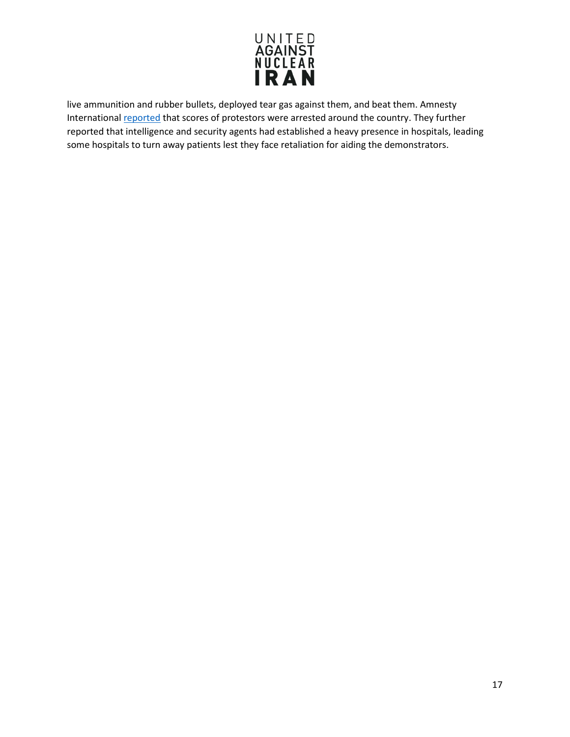live ammunition and rubber bullets, deployed tear gas against them, and beat them. Amnesty International reported that scores of protestors were arrested around the country. They further reported that intelligence and security agents had established a heavy presence in hospitals, leading some hospitals to turn away patients lest they face retaliation for aiding the demonstrators.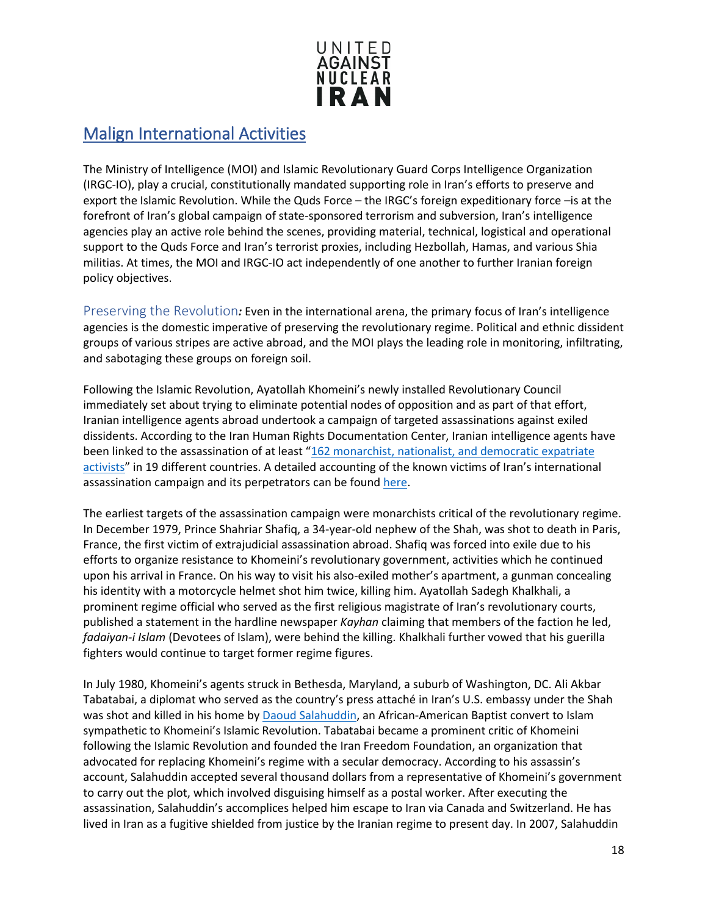## Malign International Activities

The Ministry of Intelligence (MOI) and Islamic Revolutionary Guard Corps Intelligence Organization (IRGC-IO), play a crucial, constitutionally mandated supporting role in Iran's efforts to preserve and export the Islamic Revolution. While the Quds Force – the IRGC's foreign expeditionary force –is at the forefront of Iran's global campaign of state-sponsored terrorism and subversion, Iran's intelligence agencies play an active role behind the scenes, providing material, technical, logistical and operational support to the Quds Force and Iran's terrorist proxies, including Hezbollah, Hamas, and various Shia militias. At times, the MOI and IRGC-IO act independently of one another to further Iranian foreign policy objectives.

Preserving the Revolution*:* Even in the international arena, the primary focus of Iran's intelligence agencies is the domestic imperative of preserving the revolutionary regime. Political and ethnic dissident groups of various stripes are active abroad, and the MOI plays the leading role in monitoring, infiltrating, and sabotaging these groups on foreign soil.

Following the Islamic Revolution, Ayatollah Khomeini's newly installed Revolutionary Council immediately set about trying to eliminate potential nodes of opposition and as part of that effort, Iranian intelligence agents abroad undertook a campaign of targeted assassinations against exiled dissidents. According to the Iran Human Rights Documentation Center, Iranian intelligence agents have been linked to the assassination of at least "162 monarchist, nationalist, and democratic expatriate activists" in 19 different countries. A detailed accounting of the known victims of Iran's international assassination campaign and its perpetrators can be found here.

The earliest targets of the assassination campaign were monarchists critical of the revolutionary regime. In December 1979, Prince Shahriar Shafiq, a 34-year-old nephew of the Shah, was shot to death in Paris, France, the first victim of extrajudicial assassination abroad. Shafiq was forced into exile due to his efforts to organize resistance to Khomeini's revolutionary government, activities which he continued upon his arrival in France. On his way to visit his also-exiled mother's apartment, a gunman concealing his identity with a motorcycle helmet shot him twice, killing him. Ayatollah Sadegh Khalkhali, a prominent regime official who served as the first religious magistrate of Iran's revolutionary courts, published a statement in the hardline newspaper *Kayhan* claiming that members of the faction he led, *fadaiyan-i Islam* (Devotees of Islam), were behind the killing. Khalkhali further vowed that his guerilla fighters would continue to target former regime figures.

In July 1980, Khomeini's agents struck in Bethesda, Maryland, a suburb of Washington, DC. Ali Akbar Tabatabai, a diplomat who served as the country's press attaché in Iran's U.S. embassy under the Shah was shot and killed in his home by Daoud Salahuddin, an African-American Baptist convert to Islam sympathetic to Khomeini's Islamic Revolution. Tabatabai became a prominent critic of Khomeini following the Islamic Revolution and founded the Iran Freedom Foundation, an organization that advocated for replacing Khomeini's regime with a secular democracy. According to his assassin's account, Salahuddin accepted several thousand dollars from a representative of Khomeini's government to carry out the plot, which involved disguising himself as a postal worker. After executing the assassination, Salahuddin's accomplices helped him escape to Iran via Canada and Switzerland. He has lived in Iran as a fugitive shielded from justice by the Iranian regime to present day. In 2007, Salahuddin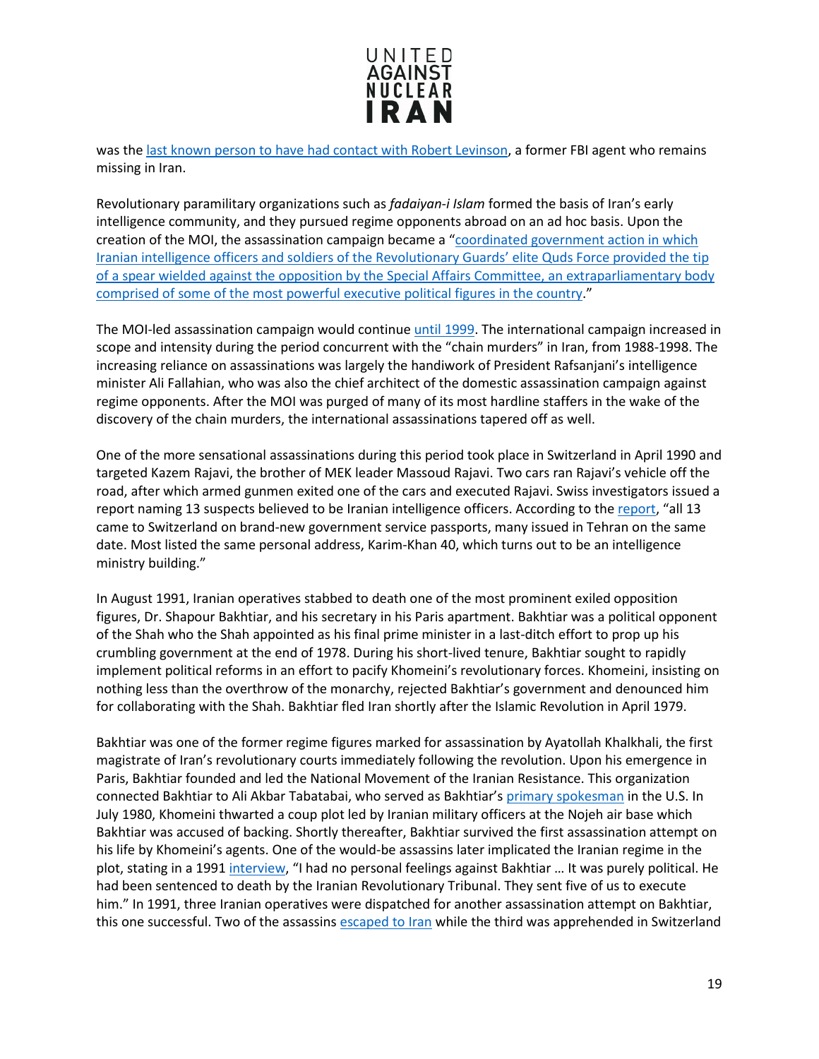was the [last known person to have had contact with Robert Levinson](), a former FBI agent who remains missing in Iran.

Revolutionary paramilitary organizations such as *fadaiyan-i Islam* formed the basis of Iran's early intelligence community, and they pursued regime opponents abroad on an ad hoc basis. Upon the creation of the MOI, the assassination campaign became a "[coordinated government action in which Iranian intelligence officers and soldiers of the Revolutionary Guards' elite Quds Force provided the tip of a spear wielded against the opposition by the Special Affairs Committee, an extraparliamentary body comprised of some of the most powerful executive political figures in the country]()."

The MOI-led assassination campaign would continue [until 1999](). The international campaign increased in scope and intensity during the period concurrent with the "chain murders" in Iran, from 1988-1998. The increasing reliance on assassinations was largely the handiwork of President Rafsanjani's intelligence minister Ali Fallahian, who was also the chief architect of the domestic assassination campaign against regime opponents. After the MOI was purged of many of its most hardline staffers in the wake of the discovery of the chain murders, the international assassinations tapered off as well.

One of the more sensational assassinations during this period took place in Switzerland in April 1990 and targeted Kazem Rajavi, the brother of MEK leader Massoud Rajavi. Two cars ran Rajavi's vehicle off the road, after which armed gunmen exited one of the cars and executed Rajavi. Swiss investigators issued a report naming 13 suspects believed to be Iranian intelligence officers. According to the [report](), "all 13 came to Switzerland on brand-new government service passports, many issued in Tehran on the same date. Most listed the same personal address, Karim-Khan 40, which turns out to be an intelligence ministry building."

In August 1991, Iranian operatives stabbed to death one of the most prominent exiled opposition figures, Dr. Shapour Bakhtiar, and his secretary in his Paris apartment. Bakhtiar was a political opponent of the Shah who the Shah appointed as his final prime minister in a last-ditch effort to prop up his crumbling government at the end of 1978. During his short-lived tenure, Bakhtiar sought to rapidly implement political reforms in an effort to pacify Khomeini's revolutionary forces. Khomeini, insisting on nothing less than the overthrow of the monarchy, rejected Bakhtiar's government and denounced him for collaborating with the Shah. Bakhtiar fled Iran shortly after the Islamic Revolution in April 1979.

Bakhtiar was one of the former regime figures marked for assassination by Ayatollah Khalkhali, the first magistrate of Iran's revolutionary courts immediately following the revolution. Upon his emergence in Paris, Bakhtiar founded and led the National Movement of the Iranian Resistance. This organization connected Bakhtiar to Ali Akbar Tabatabai, who served as Bakhtiar's [primary spokesman]() in the U.S. In July 1980, Khomeini thwarted a coup plot led by Iranian military officers at the Nojeh air base which Bakhtiar was accused of backing. Shortly thereafter, Bakhtiar survived the first assassination attempt on his life by Khomeini's agents. One of the would-be assassins later implicated the Iranian regime in the plot, stating in a 1991 [interview](), "I had no personal feelings against Bakhtiar … It was purely political. He had been sentenced to death by the Iranian Revolutionary Tribunal. They sent five of us to execute him." In 1991, three Iranian operatives were dispatched for another assassination attempt on Bakhtiar, this one successful. Two of the assassins [escaped to Iran]() while the third was apprehended in Switzerland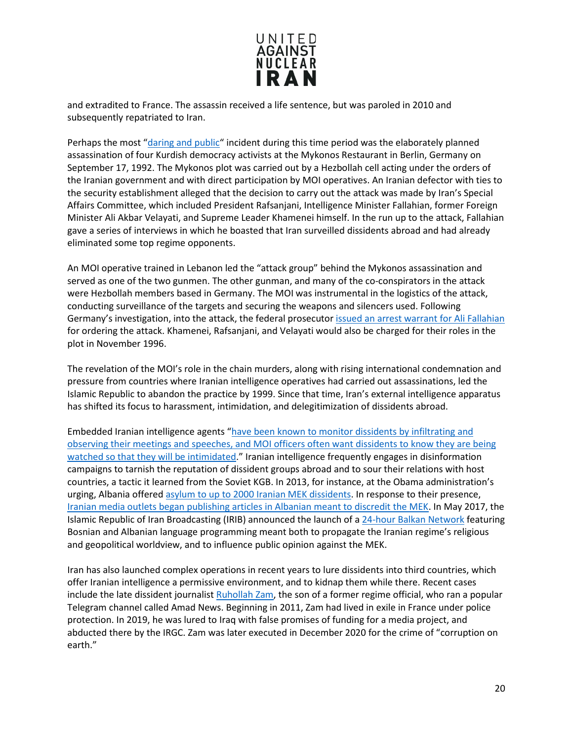and extradited to France. The assassin received a life sentence, but was paroled in 2010 and subsequently repatriated to Iran.

Perhaps the most "daring and public" incident during this time period was the elaborately planned assassination of four Kurdish democracy activists at the Mykonos Restaurant in Berlin, Germany on September 17, 1992. The Mykonos plot was carried out by a Hezbollah cell acting under the orders of the Iranian government and with direct participation by MOI operatives. An Iranian defector with ties to the security establishment alleged that the decision to carry out the attack was made by Iran's Special Affairs Committee, which included President Rafsanjani, Intelligence Minister Fallahian, former Foreign Minister Ali Akbar Velayati, and Supreme Leader Khamenei himself. In the run up to the attack, Fallahian gave a series of interviews in which he boasted that Iran surveilled dissidents abroad and had already eliminated some top regime opponents.

An MOI operative trained in Lebanon led the "attack group" behind the Mykonos assassination and served as one of the two gunmen. The other gunman, and many of the co-conspirators in the attack were Hezbollah members based in Germany. The MOI was instrumental in the logistics of the attack, conducting surveillance of the targets and securing the weapons and silencers used. Following Germany's investigation, into the attack, the federal prosecutor issued an arrest warrant for Ali Fallahian for ordering the attack. Khamenei, Rafsanjani, and Velayati would also be charged for their roles in the plot in November 1996.

The revelation of the MOI's role in the chain murders, along with rising international condemnation and pressure from countries where Iranian intelligence operatives had carried out assassinations, led the Islamic Republic to abandon the practice by 1999. Since that time, Iran's external intelligence apparatus has shifted its focus to harassment, intimidation, and delegitimization of dissidents abroad.

Embedded Iranian intelligence agents "have been known to monitor dissidents by infiltrating and observing their meetings and speeches, and MOI officers often want dissidents to know they are being watched so that they will be intimidated." Iranian intelligence frequently engages in disinformation campaigns to tarnish the reputation of dissident groups abroad and to sour their relations with host countries, a tactic it learned from the Soviet KGB. In 2013, for instance, at the Obama administration's urging, Albania offered asylum to up to 2000 Iranian MEK dissidents. In response to their presence, Iranian media outlets began publishing articles in Albanian meant to discredit the MEK. In May 2017, the Islamic Republic of Iran Broadcasting (IRIB) announced the launch of a 24-hour Balkan Network featuring Bosnian and Albanian language programming meant both to propagate the Iranian regime's religious and geopolitical worldview, and to influence public opinion against the MEK.

Iran has also launched complex operations in recent years to lure dissidents into third countries, which offer Iranian intelligence a permissive environment, and to kidnap them while there. Recent cases include the late dissident journalist Ruhollah Zam, the son of a former regime official, who ran a popular Telegram channel called Amad News. Beginning in 2011, Zam had lived in exile in France under police protection. In 2019, he was lured to Iraq with false promises of funding for a media project, and abducted there by the IRGC. Zam was later executed in December 2020 for the crime of "corruption on earth."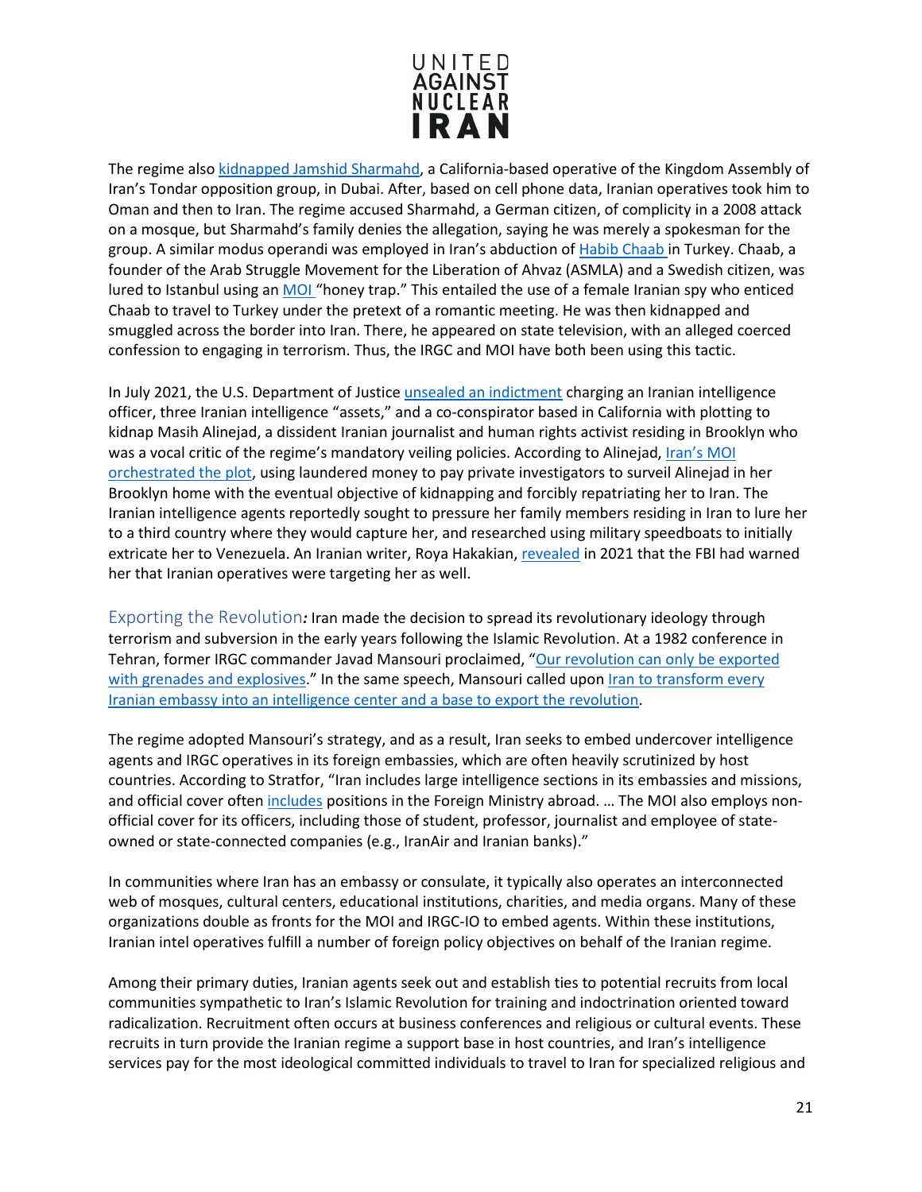The regime also kidnapped Jamshid Sharmahd, a California-based operative of the Kingdom Assembly of Iran's Tondar opposition group, in Dubai. After, based on cell phone data, Iranian operatives took him to Oman and then to Iran. The regime accused Sharmahd, a German citizen, of complicity in a 2008 attack on a mosque, but Sharmahd's family denies the allegation, saying he was merely a spokesman for the group. A similar modus operandi was employed in Iran's abduction of Habib Chaab in Turkey. Chaab, a founder of the Arab Struggle Movement for the Liberation of Ahvaz (ASMLA) and a Swedish citizen, was lured to Istanbul using an MOI "honey trap." This entailed the use of a female Iranian spy who enticed Chaab to travel to Turkey under the pretext of a romantic meeting. He was then kidnapped and smuggled across the border into Iran. There, he appeared on state television, with an alleged coerced confession to engaging in terrorism. Thus, the IRGC and MOI have both been using this tactic.

In July 2021, the U.S. Department of Justice unsealed an indictment charging an Iranian intelligence officer, three Iranian intelligence "assets," and a co-conspirator based in California with plotting to kidnap Masih Alinejad, a dissident Iranian journalist and human rights activist residing in Brooklyn who was a vocal critic of the regime's mandatory veiling policies. According to Alinejad, Iran's MOI orchestrated the plot, using laundered money to pay private investigators to surveil Alinejad in her Brooklyn home with the eventual objective of kidnapping and forcibly repatriating her to Iran. The Iranian intelligence agents reportedly sought to pressure her family members residing in Iran to lure her to a third country where they would capture her, and researched using military speedboats to initially extricate her to Venezuela. An Iranian writer, Roya Hakakian, revealed in 2021 that the FBI had warned her that Iranian operatives were targeting her as well.

Exporting the Revolution*:* Iran made the decision to spread its revolutionary ideology through terrorism and subversion in the early years following the Islamic Revolution. At a 1982 conference in Tehran, former IRGC commander Javad Mansouri proclaimed, "Our revolution can only be exported with grenades and explosives." In the same speech, Mansouri called upon Iran to transform every Iranian embassy into an intelligence center and a base to export the revolution.

The regime adopted Mansouri's strategy, and as a result, Iran seeks to embed undercover intelligence agents and IRGC operatives in its foreign embassies, which are often heavily scrutinized by host countries. According to Stratfor, "Iran includes large intelligence sections in its embassies and missions, and official cover often includes positions in the Foreign Ministry abroad. … The MOI also employs non-official cover for its officers, including those of student, professor, journalist and employee of state-owned or state-connected companies (e.g., IranAir and Iranian banks)."

In communities where Iran has an embassy or consulate, it typically also operates an interconnected web of mosques, cultural centers, educational institutions, charities, and media organs. Many of these organizations double as fronts for the MOI and IRGC-IO to embed agents. Within these institutions, Iranian intel operatives fulfill a number of foreign policy objectives on behalf of the Iranian regime.

Among their primary duties, Iranian agents seek out and establish ties to potential recruits from local communities sympathetic to Iran's Islamic Revolution for training and indoctrination oriented toward radicalization. Recruitment often occurs at business conferences and religious or cultural events. These recruits in turn provide the Iranian regime a support base in host countries, and Iran's intelligence services pay for the most ideological committed individuals to travel to Iran for specialized religious and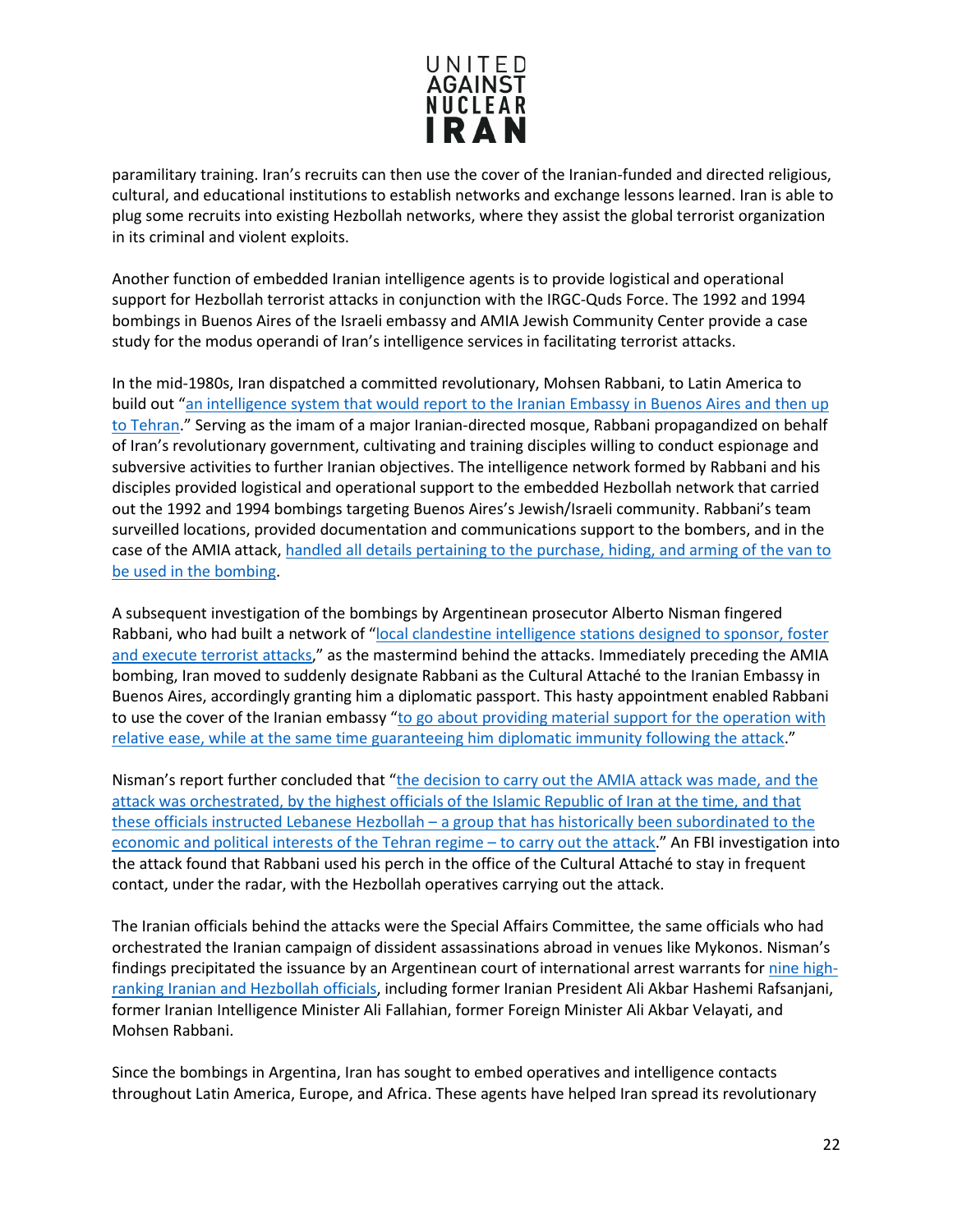paramilitary training. Iran's recruits can then use the cover of the Iranian-funded and directed religious, cultural, and educational institutions to establish networks and exchange lessons learned. Iran is able to plug some recruits into existing Hezbollah networks, where they assist the global terrorist organization in its criminal and violent exploits.

Another function of embedded Iranian intelligence agents is to provide logistical and operational support for Hezbollah terrorist attacks in conjunction with the IRGC-Quds Force. The 1992 and 1994 bombings in Buenos Aires of the Israeli embassy and AMIA Jewish Community Center provide a case study for the modus operandi of Iran's intelligence services in facilitating terrorist attacks.

In the mid-1980s, Iran dispatched a committed revolutionary, Mohsen Rabbani, to Latin America to build out "an intelligence system that would report to the Iranian Embassy in Buenos Aires and then up to Tehran." Serving as the imam of a major Iranian-directed mosque, Rabbani propagandized on behalf of Iran's revolutionary government, cultivating and training disciples willing to conduct espionage and subversive activities to further Iranian objectives. The intelligence network formed by Rabbani and his disciples provided logistical and operational support to the embedded Hezbollah network that carried out the 1992 and 1994 bombings targeting Buenos Aires's Jewish/Israeli community. Rabbani's team surveilled locations, provided documentation and communications support to the bombers, and in the case of the AMIA attack, handled all details pertaining to the purchase, hiding, and arming of the van to be used in the bombing.

A subsequent investigation of the bombings by Argentinean prosecutor Alberto Nisman fingered Rabbani, who had built a network of "local clandestine intelligence stations designed to sponsor, foster and execute terrorist attacks," as the mastermind behind the attacks. Immediately preceding the AMIA bombing, Iran moved to suddenly designate Rabbani as the Cultural Attaché to the Iranian Embassy in Buenos Aires, accordingly granting him a diplomatic passport. This hasty appointment enabled Rabbani to use the cover of the Iranian embassy "to go about providing material support for the operation with relative ease, while at the same time guaranteeing him diplomatic immunity following the attack."

Nisman's report further concluded that "the decision to carry out the AMIA attack was made, and the attack was orchestrated, by the highest officials of the Islamic Republic of Iran at the time, and that these officials instructed Lebanese Hezbollah – a group that has historically been subordinated to the economic and political interests of the Tehran regime – to carry out the attack." An FBI investigation into the attack found that Rabbani used his perch in the office of the Cultural Attaché to stay in frequent contact, under the radar, with the Hezbollah operatives carrying out the attack.

The Iranian officials behind the attacks were the Special Affairs Committee, the same officials who had orchestrated the Iranian campaign of dissident assassinations abroad in venues like Mykonos. Nisman's findings precipitated the issuance by an Argentinean court of international arrest warrants for nine high-ranking Iranian and Hezbollah officials, including former Iranian President Ali Akbar Hashemi Rafsanjani, former Iranian Intelligence Minister Ali Fallahian, former Foreign Minister Ali Akbar Velayati, and Mohsen Rabbani.

Since the bombings in Argentina, Iran has sought to embed operatives and intelligence contacts throughout Latin America, Europe, and Africa. These agents have helped Iran spread its revolutionary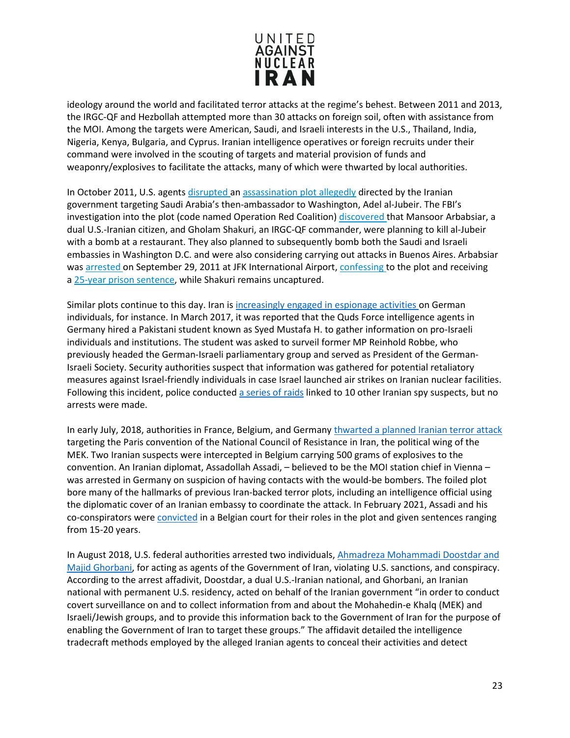ideology around the world and facilitated terror attacks at the regime's behest. Between 2011 and 2013, the IRGC-QF and Hezbollah attempted more than 30 attacks on foreign soil, often with assistance from the MOI. Among the targets were American, Saudi, and Israeli interests in the U.S., Thailand, India, Nigeria, Kenya, Bulgaria, and Cyprus. Iranian intelligence operatives or foreign recruits under their command were involved in the scouting of targets and material provision of funds and weaponry/explosives to facilitate the attacks, many of which were thwarted by local authorities.

In October 2011, U.S. agents disrupted an assassination plot allegedly directed by the Iranian government targeting Saudi Arabia's then-ambassador to Washington, Adel al-Jubeir. The FBI's investigation into the plot (code named Operation Red Coalition) discovered that Mansoor Arbabsiar, a dual U.S.-Iranian citizen, and Gholam Shakuri, an IRGC-QF commander, were planning to kill al-Jubeir with a bomb at a restaurant. They also planned to subsequently bomb both the Saudi and Israeli embassies in Washington D.C. and were also considering carrying out attacks in Buenos Aires. Arbabsiar was arrested on September 29, 2011 at JFK International Airport, confessing to the plot and receiving a 25-year prison sentence, while Shakuri remains uncaptured.

Similar plots continue to this day. Iran is increasingly engaged in espionage activities on German individuals, for instance. In March 2017, it was reported that the Quds Force intelligence agents in Germany hired a Pakistani student known as Syed Mustafa H. to gather information on pro-Israeli individuals and institutions. The student was asked to surveil former MP Reinhold Robbe, who previously headed the German-Israeli parliamentary group and served as President of the German-Israeli Society. Security authorities suspect that information was gathered for potential retaliatory measures against Israel-friendly individuals in case Israel launched air strikes on Iranian nuclear facilities. Following this incident, police conducted a series of raids linked to 10 other Iranian spy suspects, but no arrests were made.

In early July, 2018, authorities in France, Belgium, and Germany thwarted a planned Iranian terror attack targeting the Paris convention of the National Council of Resistance in Iran, the political wing of the MEK. Two Iranian suspects were intercepted in Belgium carrying 500 grams of explosives to the convention. An Iranian diplomat, Assadollah Assadi, – believed to be the MOI station chief in Vienna – was arrested in Germany on suspicion of having contacts with the would-be bombers. The foiled plot bore many of the hallmarks of previous Iran-backed terror plots, including an intelligence official using the diplomatic cover of an Iranian embassy to coordinate the attack. In February 2021, Assadi and his co-conspirators were convicted in a Belgian court for their roles in the plot and given sentences ranging from 15-20 years.

In August 2018, U.S. federal authorities arrested two individuals, Ahmadreza Mohammadi Doostdar and Majid Ghorbani, for acting as agents of the Government of Iran, violating U.S. sanctions, and conspiracy. According to the arrest affadivit, Doostdar, a dual U.S.-Iranian national, and Ghorbani, an Iranian national with permanent U.S. residency, acted on behalf of the Iranian government "in order to conduct covert surveillance on and to collect information from and about the Mohahedin-e Khalq (MEK) and Israeli/Jewish groups, and to provide this information back to the Government of Iran for the purpose of enabling the Government of Iran to target these groups." The affidavit detailed the intelligence tradecraft methods employed by the alleged Iranian agents to conceal their activities and detect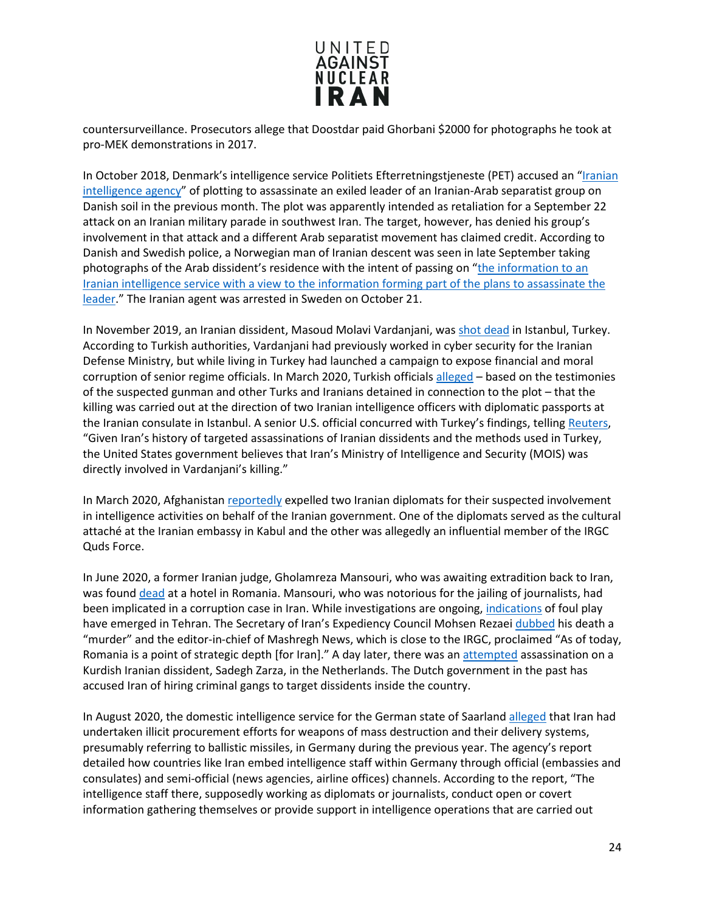countersurveillance. Prosecutors allege that Doostdar paid Ghorbani $2000 for photographs he took at pro-MEK demonstrations in 2017.

In October 2018, Denmark's intelligence service Politiets Efterretningstjeneste (PET) accused an "Iranian intelligence agency" of plotting to assassinate an exiled leader of an Iranian-Arab separatist group on Danish soil in the previous month. The plot was apparently intended as retaliation for a September 22 attack on an Iranian military parade in southwest Iran. The target, however, has denied his group's involvement in that attack and a different Arab separatist movement has claimed credit. According to Danish and Swedish police, a Norwegian man of Iranian descent was seen in late September taking photographs of the Arab dissident's residence with the intent of passing on "the information to an Iranian intelligence service with a view to the information forming part of the plans to assassinate the leader." The Iranian agent was arrested in Sweden on October 21.

In November 2019, an Iranian dissident, Masoud Molavi Vardanjani, was shot dead in Istanbul, Turkey. According to Turkish authorities, Vardanjani had previously worked in cyber security for the Iranian Defense Ministry, but while living in Turkey had launched a campaign to expose financial and moral corruption of senior regime officials. In March 2020, Turkish officials alleged – based on the testimonies of the suspected gunman and other Turks and Iranians detained in connection to the plot – that the killing was carried out at the direction of two Iranian intelligence officers with diplomatic passports at the Iranian consulate in Istanbul. A senior U.S. official concurred with Turkey's findings, telling Reuters, "Given Iran's history of targeted assassinations of Iranian dissidents and the methods used in Turkey, the United States government believes that Iran's Ministry of Intelligence and Security (MOIS) was directly involved in Vardanjani's killing."

In March 2020, Afghanistan reportedly expelled two Iranian diplomats for their suspected involvement in intelligence activities on behalf of the Iranian government. One of the diplomats served as the cultural attaché at the Iranian embassy in Kabul and the other was allegedly an influential member of the IRGC Quds Force.

In June 2020, a former Iranian judge, Gholamreza Mansouri, who was awaiting extradition back to Iran, was found dead at a hotel in Romania. Mansouri, who was notorious for the jailing of journalists, had been implicated in a corruption case in Iran. While investigations are ongoing, indications of foul play have emerged in Tehran. The Secretary of Iran's Expediency Council Mohsen Rezaei dubbed his death a "murder" and the editor-in-chief of Mashregh News, which is close to the IRGC, proclaimed "As of today, Romania is a point of strategic depth [for Iran]." A day later, there was an attempted assassination on a Kurdish Iranian dissident, Sadegh Zarza, in the Netherlands. The Dutch government in the past has accused Iran of hiring criminal gangs to target dissidents inside the country.

In August 2020, the domestic intelligence service for the German state of Saarland alleged that Iran had undertaken illicit procurement efforts for weapons of mass destruction and their delivery systems, presumably referring to ballistic missiles, in Germany during the previous year. The agency's report detailed how countries like Iran embed intelligence staff within Germany through official (embassies and consulates) and semi-official (news agencies, airline offices) channels. According to the report, "The intelligence staff there, supposedly working as diplomats or journalists, conduct open or covert information gathering themselves or provide support in intelligence operations that are carried out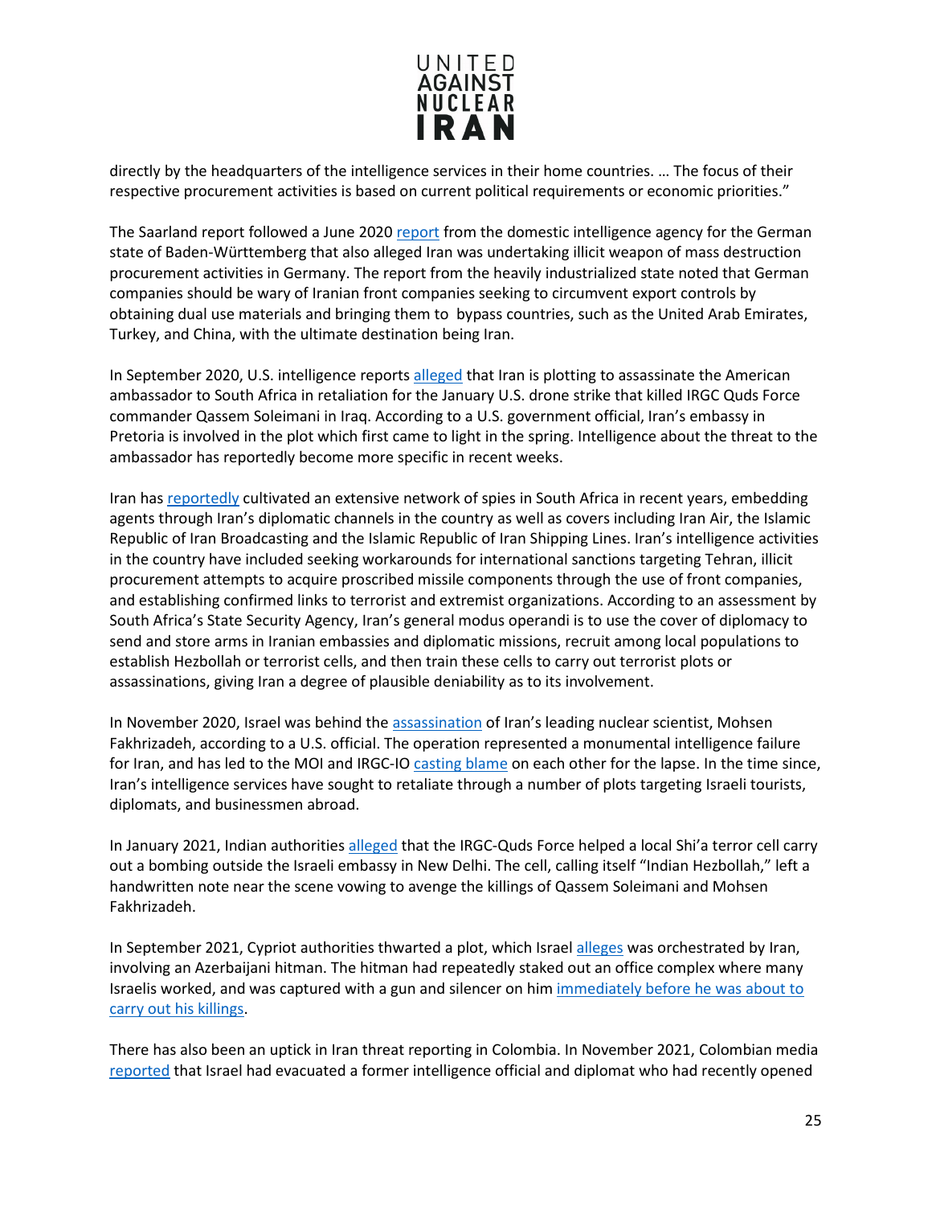directly by the headquarters of the intelligence services in their home countries. … The focus of their respective procurement activities is based on current political requirements or economic priorities."

The Saarland report followed a June 2020 report from the domestic intelligence agency for the German state of Baden-Württemberg that also alleged Iran was undertaking illicit weapon of mass destruction procurement activities in Germany. The report from the heavily industrialized state noted that German companies should be wary of Iranian front companies seeking to circumvent export controls by obtaining dual use materials and bringing them to bypass countries, such as the United Arab Emirates, Turkey, and China, with the ultimate destination being Iran.

In September 2020, U.S. intelligence reports alleged that Iran is plotting to assassinate the American ambassador to South Africa in retaliation for the January U.S. drone strike that killed IRGC Quds Force commander Qassem Soleimani in Iraq. According to a U.S. government official, Iran's embassy in Pretoria is involved in the plot which first came to light in the spring. Intelligence about the threat to the ambassador has reportedly become more specific in recent weeks.

Iran has reportedly cultivated an extensive network of spies in South Africa in recent years, embedding agents through Iran's diplomatic channels in the country as well as covers including Iran Air, the Islamic Republic of Iran Broadcasting and the Islamic Republic of Iran Shipping Lines. Iran's intelligence activities in the country have included seeking workarounds for international sanctions targeting Tehran, illicit procurement attempts to acquire proscribed missile components through the use of front companies, and establishing confirmed links to terrorist and extremist organizations. According to an assessment by South Africa's State Security Agency, Iran's general modus operandi is to use the cover of diplomacy to send and store arms in Iranian embassies and diplomatic missions, recruit among local populations to establish Hezbollah or terrorist cells, and then train these cells to carry out terrorist plots or assassinations, giving Iran a degree of plausible deniability as to its involvement.

In November 2020, Israel was behind the assassination of Iran's leading nuclear scientist, Mohsen Fakhrizadeh, according to a U.S. official. The operation represented a monumental intelligence failure for Iran, and has led to the MOI and IRGC-IO casting blame on each other for the lapse. In the time since, Iran's intelligence services have sought to retaliate through a number of plots targeting Israeli tourists, diplomats, and businessmen abroad.

In January 2021, Indian authorities alleged that the IRGC-Quds Force helped a local Shi'a terror cell carry out a bombing outside the Israeli embassy in New Delhi. The cell, calling itself "Indian Hezbollah," left a handwritten note near the scene vowing to avenge the killings of Qassem Soleimani and Mohsen Fakhrizadeh.

In September 2021, Cypriot authorities thwarted a plot, which Israel alleges was orchestrated by Iran, involving an Azerbaijani hitman. The hitman had repeatedly staked out an office complex where many Israelis worked, and was captured with a gun and silencer on him immediately before he was about to carry out his killings.

There has also been an uptick in Iran threat reporting in Colombia. In November 2021, Colombian media reported that Israel had evacuated a former intelligence official and diplomat who had recently opened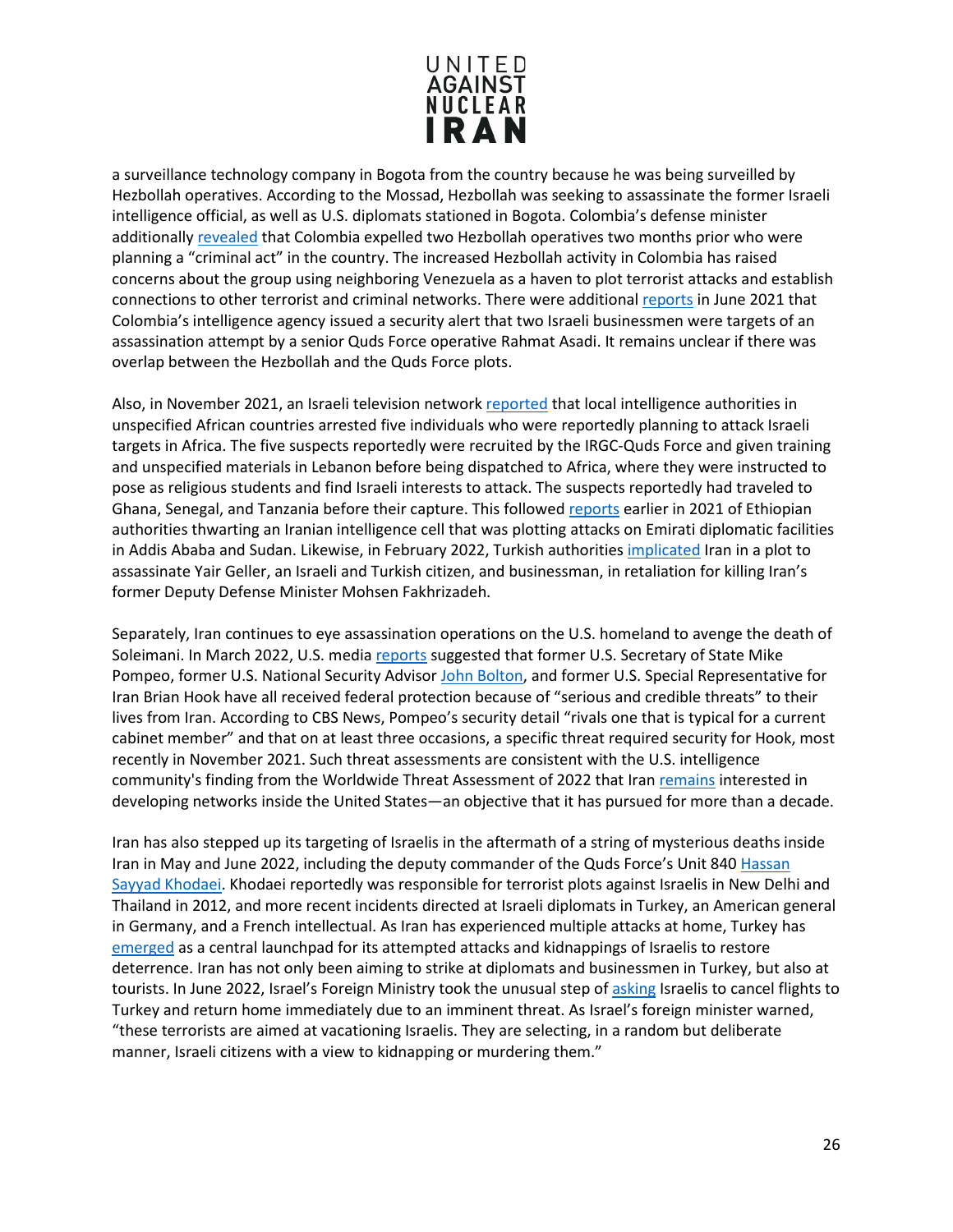a surveillance technology company in Bogota from the country because he was being surveilled by Hezbollah operatives. According to the Mossad, Hezbollah was seeking to assassinate the former Israeli intelligence official, as well as U.S. diplomats stationed in Bogota. Colombia's defense minister additionally revealed that Colombia expelled two Hezbollah operatives two months prior who were planning a "criminal act" in the country. The increased Hezbollah activity in Colombia has raised concerns about the group using neighboring Venezuela as a haven to plot terrorist attacks and establish connections to other terrorist and criminal networks. There were additional reports in June 2021 that Colombia's intelligence agency issued a security alert that two Israeli businessmen were targets of an assassination attempt by a senior Quds Force operative Rahmat Asadi. It remains unclear if there was overlap between the Hezbollah and the Quds Force plots.

Also, in November 2021, an Israeli television network reported that local intelligence authorities in unspecified African countries arrested five individuals who were reportedly planning to attack Israeli targets in Africa. The five suspects reportedly were recruited by the IRGC-Quds Force and given training and unspecified materials in Lebanon before being dispatched to Africa, where they were instructed to pose as religious students and find Israeli interests to attack. The suspects reportedly had traveled to Ghana, Senegal, and Tanzania before their capture. This followed reports earlier in 2021 of Ethiopian authorities thwarting an Iranian intelligence cell that was plotting attacks on Emirati diplomatic facilities in Addis Ababa and Sudan. Likewise, in February 2022, Turkish authorities implicated Iran in a plot to assassinate Yair Geller, an Israeli and Turkish citizen, and businessman, in retaliation for killing Iran's former Deputy Defense Minister Mohsen Fakhrizadeh.

Separately, Iran continues to eye assassination operations on the U.S. homeland to avenge the death of Soleimani. In March 2022, U.S. media reports suggested that former U.S. Secretary of State Mike Pompeo, former U.S. National Security Advisor John Bolton, and former U.S. Special Representative for Iran Brian Hook have all received federal protection because of "serious and credible threats" to their lives from Iran. According to CBS News, Pompeo's security detail "rivals one that is typical for a current cabinet member" and that on at least three occasions, a specific threat required security for Hook, most recently in November 2021. Such threat assessments are consistent with the U.S. intelligence community's finding from the Worldwide Threat Assessment of 2022 that Iran remains interested in developing networks inside the United States—an objective that it has pursued for more than a decade.

Iran has also stepped up its targeting of Israelis in the aftermath of a string of mysterious deaths inside Iran in May and June 2022, including the deputy commander of the Quds Force's Unit 840 Hassan Sayyad Khodaei. Khodaei reportedly was responsible for terrorist plots against Israelis in New Delhi and Thailand in 2012, and more recent incidents directed at Israeli diplomats in Turkey, an American general in Germany, and a French intellectual. As Iran has experienced multiple attacks at home, Turkey has emerged as a central launchpad for its attempted attacks and kidnappings of Israelis to restore deterrence. Iran has not only been aiming to strike at diplomats and businessmen in Turkey, but also at tourists. In June 2022, Israel's Foreign Ministry took the unusual step of asking Israelis to cancel flights to Turkey and return home immediately due to an imminent threat. As Israel's foreign minister warned, "these terrorists are aimed at vacationing Israelis. They are selecting, in a random but deliberate manner, Israeli citizens with a view to kidnapping or murdering them."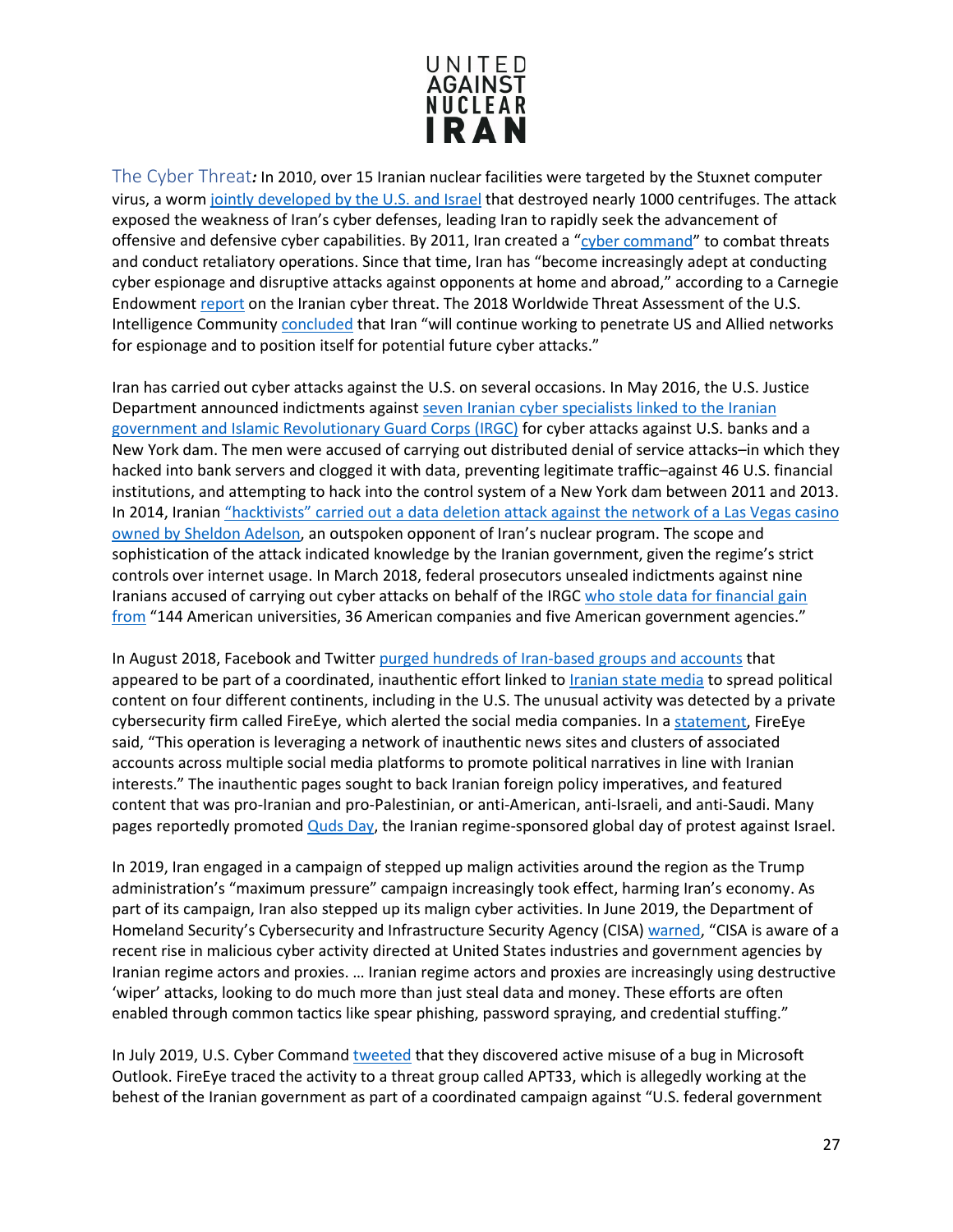The Cyber Threat*:* In 2010, over 15 Iranian nuclear facilities were targeted by the Stuxnet computer virus, a worm jointly developed by the U.S. and Israel that destroyed nearly 1000 centrifuges. The attack exposed the weakness of Iran's cyber defenses, leading Iran to rapidly seek the advancement of offensive and defensive cyber capabilities. By 2011, Iran created a "cyber command" to combat threats and conduct retaliatory operations. Since that time, Iran has "become increasingly adept at conducting cyber espionage and disruptive attacks against opponents at home and abroad," according to a Carnegie Endowment report on the Iranian cyber threat. The 2018 Worldwide Threat Assessment of the U.S. Intelligence Community concluded that Iran "will continue working to penetrate US and Allied networks for espionage and to position itself for potential future cyber attacks."

Iran has carried out cyber attacks against the U.S. on several occasions. In May 2016, the U.S. Justice Department announced indictments against seven Iranian cyber specialists linked to the Iranian government and Islamic Revolutionary Guard Corps (IRGC) for cyber attacks against U.S. banks and a New York dam. The men were accused of carrying out distributed denial of service attacks–in which they hacked into bank servers and clogged it with data, preventing legitimate traffic–against 46 U.S. financial institutions, and attempting to hack into the control system of a New York dam between 2011 and 2013. In 2014, Iranian "hacktivists" carried out a data deletion attack against the network of a Las Vegas casino owned by Sheldon Adelson, an outspoken opponent of Iran's nuclear program. The scope and sophistication of the attack indicated knowledge by the Iranian government, given the regime's strict controls over internet usage. In March 2018, federal prosecutors unsealed indictments against nine Iranians accused of carrying out cyber attacks on behalf of the IRGC who stole data for financial gain from "144 American universities, 36 American companies and five American government agencies."

In August 2018, Facebook and Twitter purged hundreds of Iran-based groups and accounts that appeared to be part of a coordinated, inauthentic effort linked to Iranian state media to spread political content on four different continents, including in the U.S. The unusual activity was detected by a private cybersecurity firm called FireEye, which alerted the social media companies. In a statement, FireEye said, "This operation is leveraging a network of inauthentic news sites and clusters of associated accounts across multiple social media platforms to promote political narratives in line with Iranian interests." The inauthentic pages sought to back Iranian foreign policy imperatives, and featured content that was pro-Iranian and pro-Palestinian, or anti-American, anti-Israeli, and anti-Saudi. Many pages reportedly promoted Quds Day, the Iranian regime-sponsored global day of protest against Israel.

In 2019, Iran engaged in a campaign of stepped up malign activities around the region as the Trump administration's "maximum pressure" campaign increasingly took effect, harming Iran's economy. As part of its campaign, Iran also stepped up its malign cyber activities. In June 2019, the Department of Homeland Security's Cybersecurity and Infrastructure Security Agency (CISA) warned, "CISA is aware of a recent rise in malicious cyber activity directed at United States industries and government agencies by Iranian regime actors and proxies. … Iranian regime actors and proxies are increasingly using destructive 'wiper' attacks, looking to do much more than just steal data and money. These efforts are often enabled through common tactics like spear phishing, password spraying, and credential stuffing."

In July 2019, U.S. Cyber Command tweeted that they discovered active misuse of a bug in Microsoft Outlook. FireEye traced the activity to a threat group called APT33, which is allegedly working at the behest of the Iranian government as part of a coordinated campaign against "U.S. federal government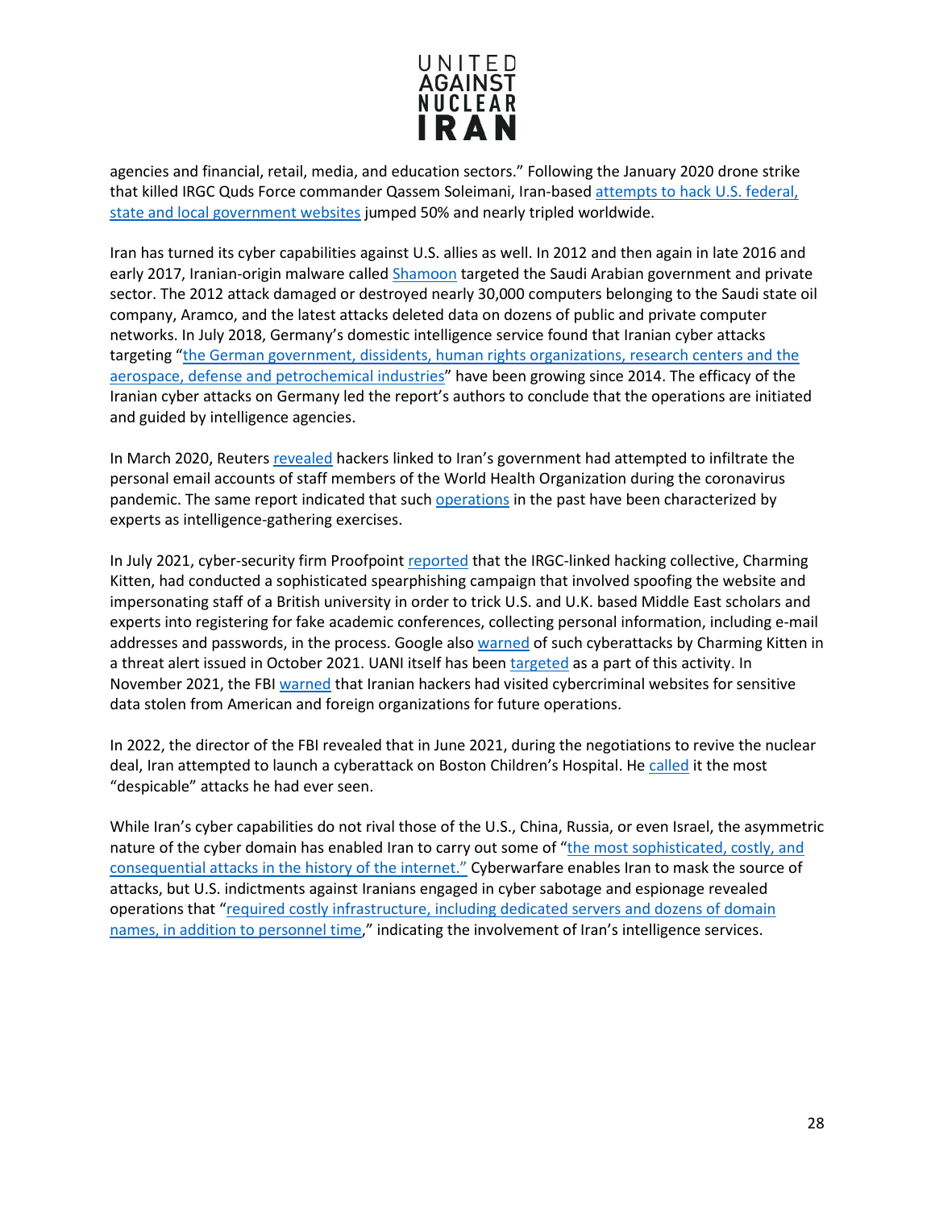agencies and financial, retail, media, and education sectors." Following the January 2020 drone strike that killed IRGC Quds Force commander Qassem Soleimani, Iran-based attempts to hack U.S. federal, state and local government websites jumped 50% and nearly tripled worldwide.

Iran has turned its cyber capabilities against U.S. allies as well. In 2012 and then again in late 2016 and early 2017, Iranian-origin malware called Shamoon targeted the Saudi Arabian government and private sector. The 2012 attack damaged or destroyed nearly 30,000 computers belonging to the Saudi state oil company, Aramco, and the latest attacks deleted data on dozens of public and private computer networks. In July 2018, Germany's domestic intelligence service found that Iranian cyber attacks targeting "the German government, dissidents, human rights organizations, research centers and the aerospace, defense and petrochemical industries" have been growing since 2014. The efficacy of the Iranian cyber attacks on Germany led the report's authors to conclude that the operations are initiated and guided by intelligence agencies.

In March 2020, Reuters revealed hackers linked to Iran's government had attempted to infiltrate the personal email accounts of staff members of the World Health Organization during the coronavirus pandemic. The same report indicated that such operations in the past have been characterized by experts as intelligence-gathering exercises.

In July 2021, cyber-security firm Proofpoint reported that the IRGC-linked hacking collective, Charming Kitten, had conducted a sophisticated spearphishing campaign that involved spoofing the website and impersonating staff of a British university in order to trick U.S. and U.K. based Middle East scholars and experts into registering for fake academic conferences, collecting personal information, including e-mail addresses and passwords, in the process. Google also warned of such cyberattacks by Charming Kitten in a threat alert issued in October 2021. UANI itself has been targeted as a part of this activity. In November 2021, the FBI warned that Iranian hackers had visited cybercriminal websites for sensitive data stolen from American and foreign organizations for future operations.

In 2022, the director of the FBI revealed that in June 2021, during the negotiations to revive the nuclear deal, Iran attempted to launch a cyberattack on Boston Children's Hospital. He called it the most "despicable" attacks he had ever seen.

While Iran's cyber capabilities do not rival those of the U.S., China, Russia, or even Israel, the asymmetric nature of the cyber domain has enabled Iran to carry out some of "the most sophisticated, costly, and consequential attacks in the history of the internet." Cyberwarfare enables Iran to mask the source of attacks, but U.S. indictments against Iranians engaged in cyber sabotage and espionage revealed operations that "required costly infrastructure, including dedicated servers and dozens of domain names, in addition to personnel time," indicating the involvement of Iran's intelligence services.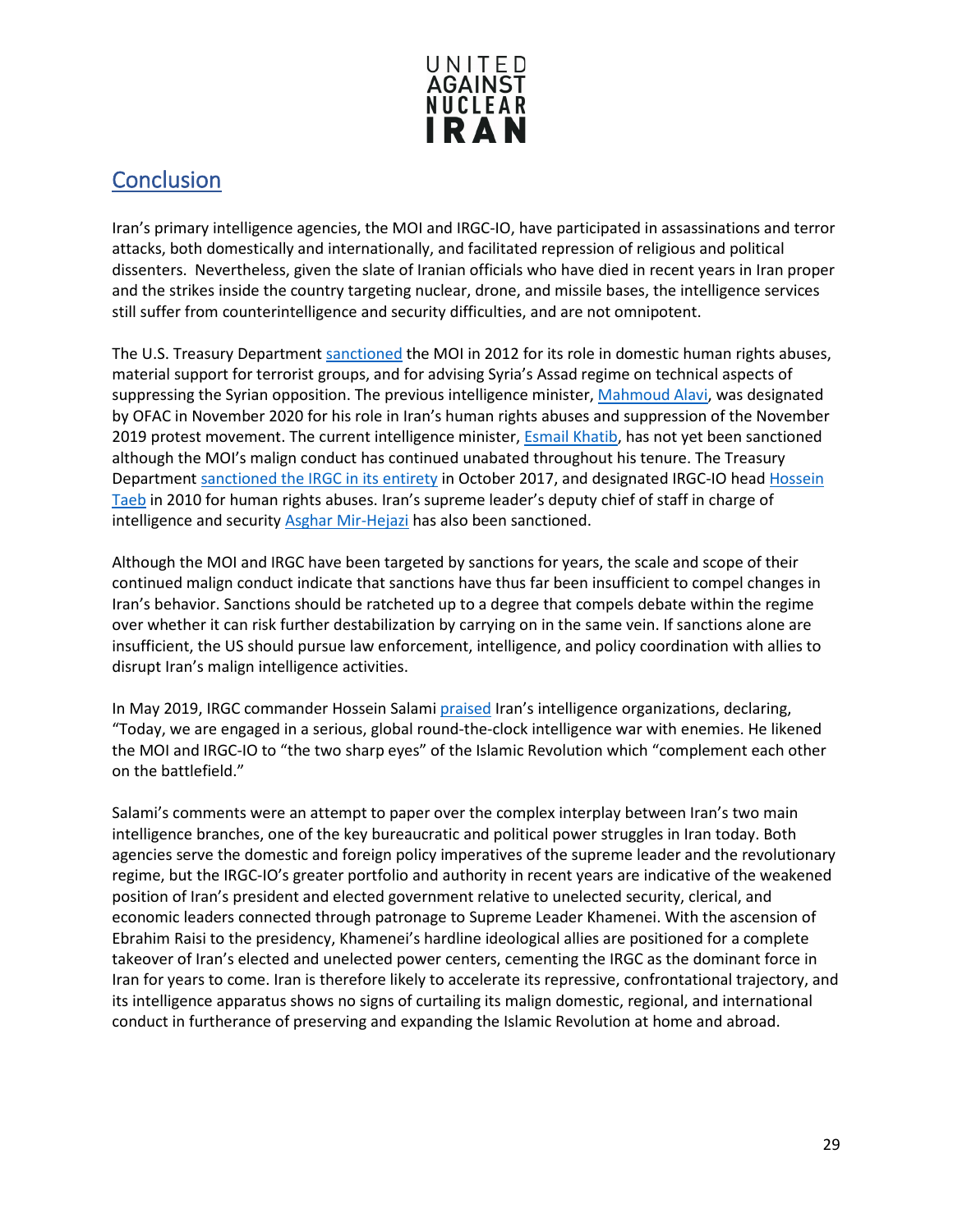## Conclusion

Iran's primary intelligence agencies, the MOI and IRGC-IO, have participated in assassinations and terror attacks, both domestically and internationally, and facilitated repression of religious and political dissenters. Nevertheless, given the slate of Iranian officials who have died in recent years in Iran proper and the strikes inside the country targeting nuclear, drone, and missile bases, the intelligence services still suffer from counterintelligence and security difficulties, and are not omnipotent.

The U.S. Treasury Department sanctioned the MOI in 2012 for its role in domestic human rights abuses, material support for terrorist groups, and for advising Syria's Assad regime on technical aspects of suppressing the Syrian opposition. The previous intelligence minister, Mahmoud Alavi, was designated by OFAC in November 2020 for his role in Iran's human rights abuses and suppression of the November 2019 protest movement. The current intelligence minister, Esmail Khatib, has not yet been sanctioned although the MOI's malign conduct has continued unabated throughout his tenure. The Treasury Department sanctioned the IRGC in its entirety in October 2017, and designated IRGC-IO head Hossein Taeb in 2010 for human rights abuses. Iran's supreme leader's deputy chief of staff in charge of intelligence and security Asghar Mir-Hejazi has also been sanctioned.

Although the MOI and IRGC have been targeted by sanctions for years, the scale and scope of their continued malign conduct indicate that sanctions have thus far been insufficient to compel changes in Iran's behavior. Sanctions should be ratcheted up to a degree that compels debate within the regime over whether it can risk further destabilization by carrying on in the same vein. If sanctions alone are insufficient, the US should pursue law enforcement, intelligence, and policy coordination with allies to disrupt Iran's malign intelligence activities.

In May 2019, IRGC commander Hossein Salami praised Iran's intelligence organizations, declaring, "Today, we are engaged in a serious, global round-the-clock intelligence war with enemies. He likened the MOI and IRGC-IO to "the two sharp eyes" of the Islamic Revolution which "complement each other on the battlefield."

Salami's comments were an attempt to paper over the complex interplay between Iran's two main intelligence branches, one of the key bureaucratic and political power struggles in Iran today. Both agencies serve the domestic and foreign policy imperatives of the supreme leader and the revolutionary regime, but the IRGC-IO's greater portfolio and authority in recent years are indicative of the weakened position of Iran's president and elected government relative to unelected security, clerical, and economic leaders connected through patronage to Supreme Leader Khamenei. With the ascension of Ebrahim Raisi to the presidency, Khamenei's hardline ideological allies are positioned for a complete takeover of Iran's elected and unelected power centers, cementing the IRGC as the dominant force in Iran for years to come. Iran is therefore likely to accelerate its repressive, confrontational trajectory, and its intelligence apparatus shows no signs of curtailing its malign domestic, regional, and international conduct in furtherance of preserving and expanding the Islamic Revolution at home and abroad.